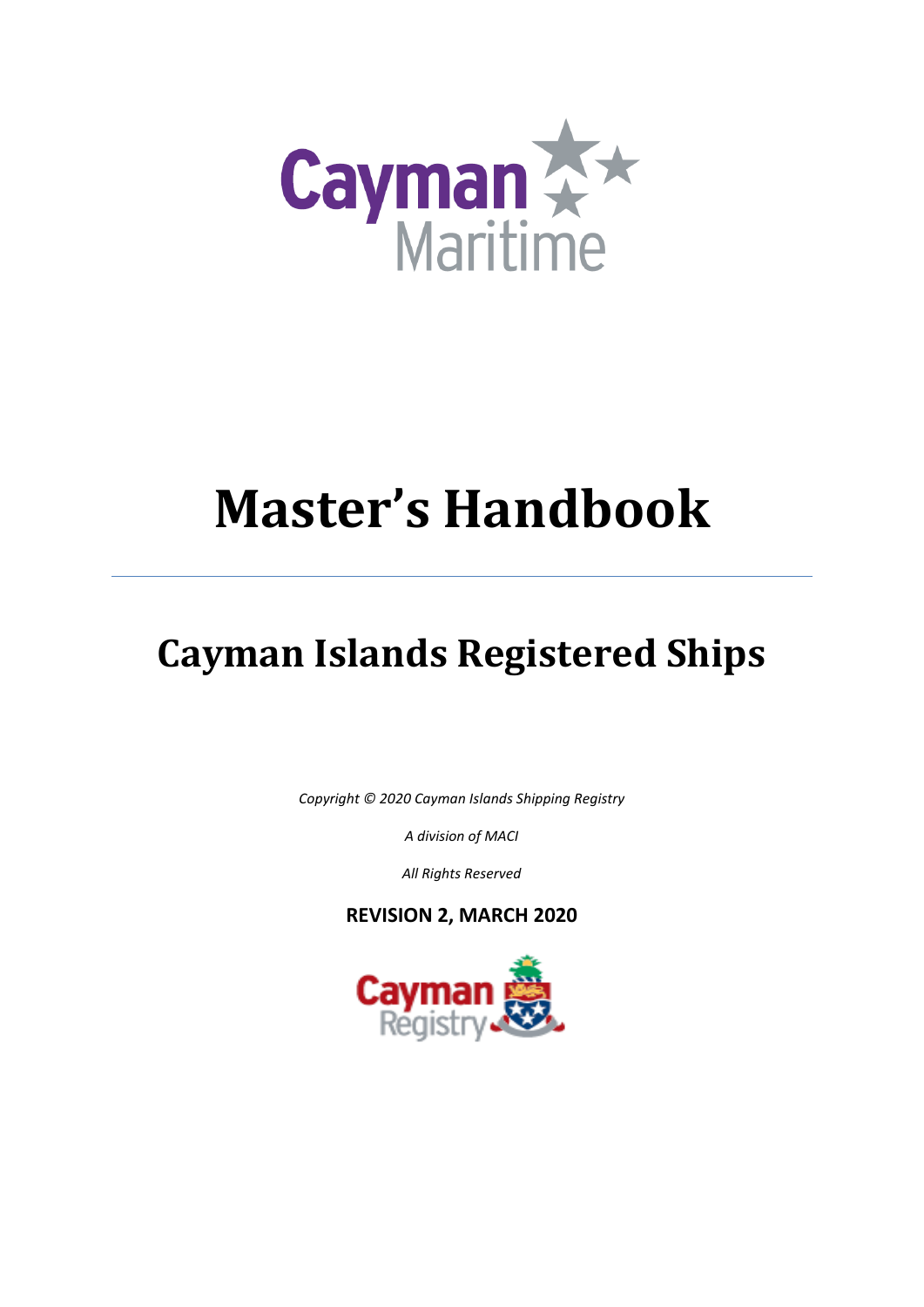Cayman Maritime

# Master's Handbook

## Cayman Islands Registered Ships

*Copyright © 2020 Cayman Islands Shipping Registry*

*A division of MACI*

*All Rights Reserved*

**REVISION 2, MARCH 2020**

Cayman Registry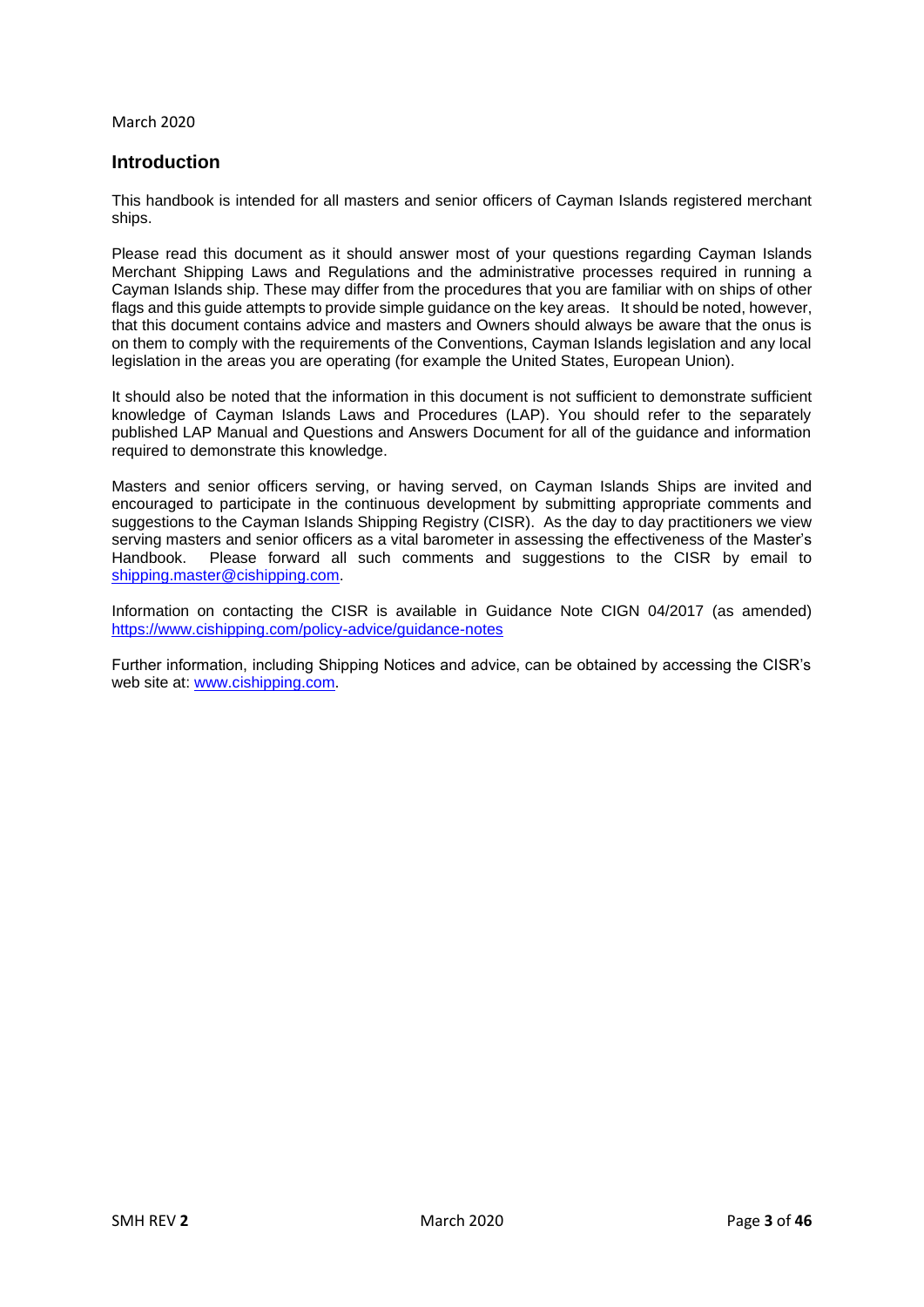March 2020

## Introduction

This handbook is intended for all masters and senior officers of Cayman Islands registered merchant ships.

Please read this document as it should answer most of your questions regarding Cayman Islands Merchant Shipping Laws and Regulations and the administrative processes required in running a Cayman Islands ship. These may differ from the procedures that you are familiar with on ships of other flags and this guide attempts to provide simple guidance on the key areas. It should be noted, however, that this document contains advice and masters and Owners should always be aware that the onus is on them to comply with the requirements of the Conventions, Cayman Islands legislation and any local legislation in the areas you are operating (for example the United States, European Union).

It should also be noted that the information in this document is not sufficient to demonstrate sufficient knowledge of Cayman Islands Laws and Procedures (LAP). You should refer to the separately published LAP Manual and Questions and Answers Document for all of the guidance and information required to demonstrate this knowledge.

Masters and senior officers serving, or having served, on Cayman Islands Ships are invited and encouraged to participate in the continuous development by submitting appropriate comments and suggestions to the Cayman Islands Shipping Registry (CISR). As the day to day practitioners we view serving masters and senior officers as a vital barometer in assessing the effectiveness of the Master's Handbook. Please forward all such comments and suggestions to the CISR by email to shipping.master@cishipping.com.

Information on contacting the CISR is available in Guidance Note CIGN 04/2017 (as amended) https://www.cishipping.com/policy-advice/guidance-notes

Further information, including Shipping Notices and advice, can be obtained by accessing the CISR's web site at: www.cishipping.com.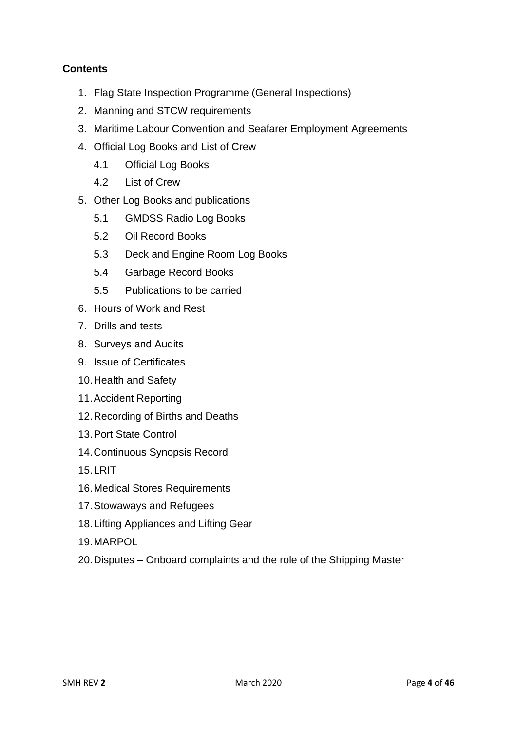**Contents**

1. Flag State Inspection Programme (General Inspections)
2. Manning and STCW requirements
3. Maritime Labour Convention and Seafarer Employment Agreements
4. Official Log Books and List of Crew
    - 4.1 Official Log Books
    - 4.2 List of Crew
5. Other Log Books and publications
    - 5.1 GMDSS Radio Log Books
    - 5.2 Oil Record Books
    - 5.3 Deck and Engine Room Log Books
    - 5.4 Garbage Record Books
    - 5.5 Publications to be carried
6. Hours of Work and Rest
7. Drills and tests
8. Surveys and Audits
9. Issue of Certificates
10. Health and Safety
11. Accident Reporting
12. Recording of Births and Deaths
13. Port State Control
14. Continuous Synopsis Record
15. LRIT
16. Medical Stores Requirements
17. Stowaways and Refugees
18. Lifting Appliances and Lifting Gear
19. MARPOL
20. Disputes – Onboard complaints and the role of the Shipping Master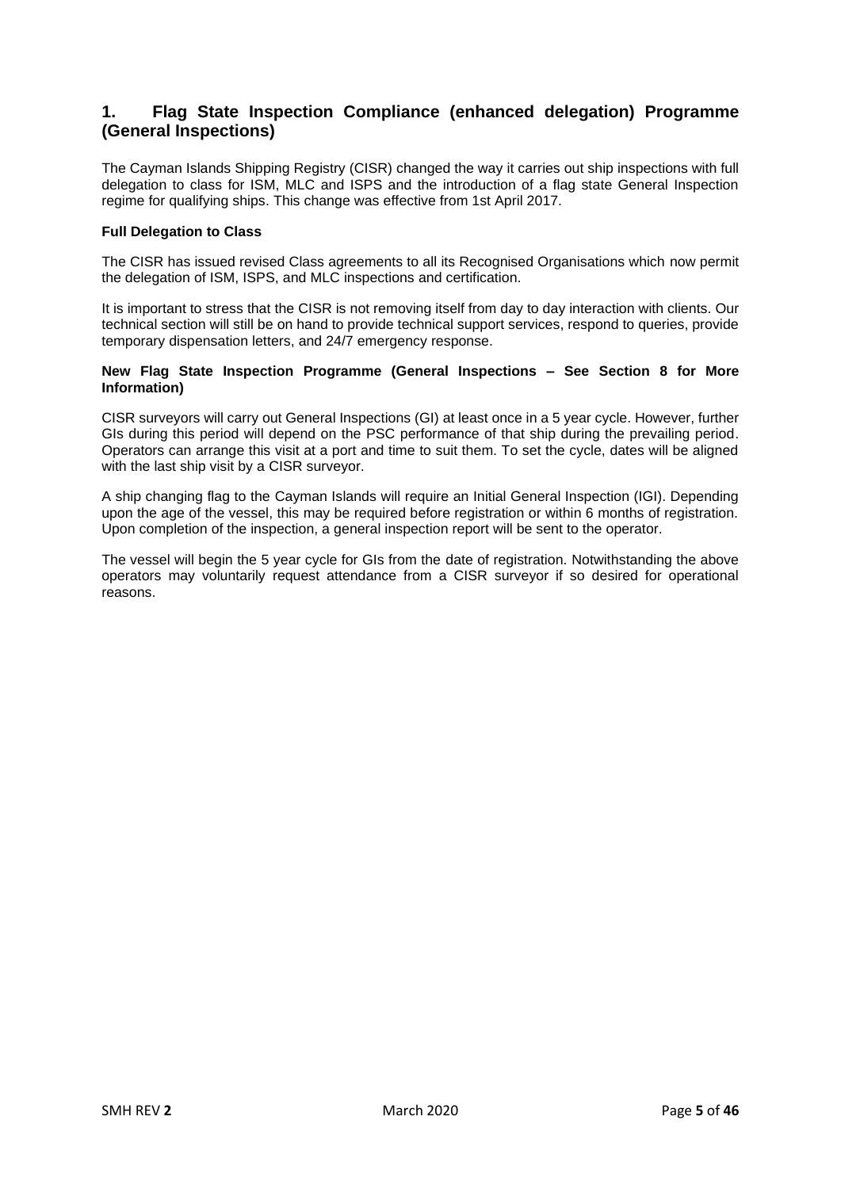# 1. Flag State Inspection Compliance (enhanced delegation) Programme (General Inspections)

The Cayman Islands Shipping Registry (CISR) changed the way it carries out ship inspections with full delegation to class for ISM, MLC and ISPS and the introduction of a flag state General Inspection regime for qualifying ships. This change was effective from 1st April 2017.

**Full Delegation to Class**

The CISR has issued revised Class agreements to all its Recognised Organisations which now permit the delegation of ISM, ISPS, and MLC inspections and certification.

It is important to stress that the CISR is not removing itself from day to day interaction with clients. Our technical section will still be on hand to provide technical support services, respond to queries, provide temporary dispensation letters, and 24/7 emergency response.

**New Flag State Inspection Programme (General Inspections – See Section 8 for More Information)**

CISR surveyors will carry out General Inspections (GI) at least once in a 5 year cycle. However, further GIs during this period will depend on the PSC performance of that ship during the prevailing period. Operators can arrange this visit at a port and time to suit them. To set the cycle, dates will be aligned with the last ship visit by a CISR surveyor.

A ship changing flag to the Cayman Islands will require an Initial General Inspection (IGI). Depending upon the age of the vessel, this may be required before registration or within 6 months of registration. Upon completion of the inspection, a general inspection report will be sent to the operator.

The vessel will begin the 5 year cycle for GIs from the date of registration. Notwithstanding the above operators may voluntarily request attendance from a CISR surveyor if so desired for operational reasons.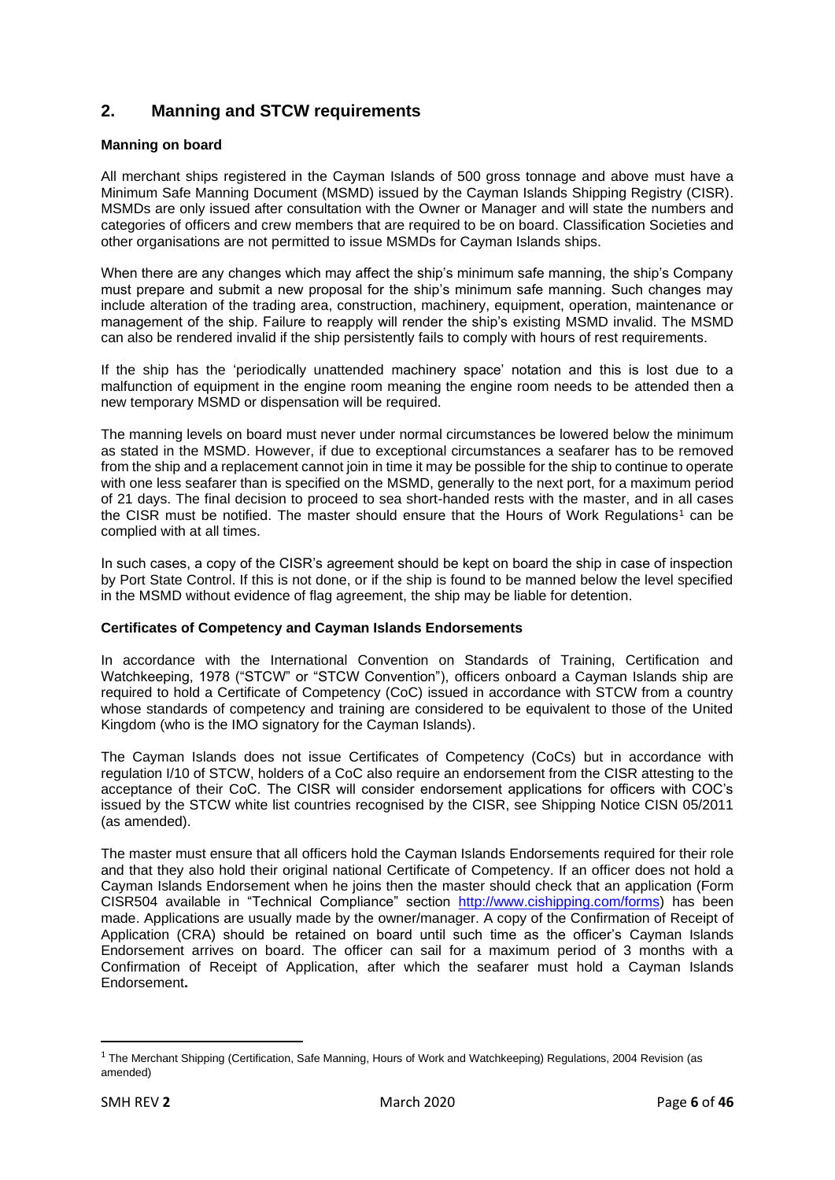## 2. Manning and STCW requirements

**Manning on board**

All merchant ships registered in the Cayman Islands of 500 gross tonnage and above must have a Minimum Safe Manning Document (MSMD) issued by the Cayman Islands Shipping Registry (CISR). MSMDs are only issued after consultation with the Owner or Manager and will state the numbers and categories of officers and crew members that are required to be on board. Classification Societies and other organisations are not permitted to issue MSMDs for Cayman Islands ships.

When there are any changes which may affect the ship's minimum safe manning, the ship's Company must prepare and submit a new proposal for the ship's minimum safe manning. Such changes may include alteration of the trading area, construction, machinery, equipment, operation, maintenance or management of the ship. Failure to reapply will render the ship's existing MSMD invalid. The MSMD can also be rendered invalid if the ship persistently fails to comply with hours of rest requirements.

If the ship has the 'periodically unattended machinery space' notation and this is lost due to a malfunction of equipment in the engine room meaning the engine room needs to be attended then a new temporary MSMD or dispensation will be required.

The manning levels on board must never under normal circumstances be lowered below the minimum as stated in the MSMD. However, if due to exceptional circumstances a seafarer has to be removed from the ship and a replacement cannot join in time it may be possible for the ship to continue to operate with one less seafarer than is specified on the MSMD, generally to the next port, for a maximum period of 21 days. The final decision to proceed to sea short-handed rests with the master, and in all cases the CISR must be notified. The master should ensure that the Hours of Work Regulations[1] can be complied with at all times.

In such cases, a copy of the CISR's agreement should be kept on board the ship in case of inspection by Port State Control. If this is not done, or if the ship is found to be manned below the level specified in the MSMD without evidence of flag agreement, the ship may be liable for detention.

**Certificates of Competency and Cayman Islands Endorsements**

In accordance with the International Convention on Standards of Training, Certification and Watchkeeping, 1978 ("STCW" or "STCW Convention"), officers onboard a Cayman Islands ship are required to hold a Certificate of Competency (CoC) issued in accordance with STCW from a country whose standards of competency and training are considered to be equivalent to those of the United Kingdom (who is the IMO signatory for the Cayman Islands).

The Cayman Islands does not issue Certificates of Competency (CoCs) but in accordance with regulation I/10 of STCW, holders of a CoC also require an endorsement from the CISR attesting to the acceptance of their CoC. The CISR will consider endorsement applications for officers with COC's issued by the STCW white list countries recognised by the CISR, see Shipping Notice CISN 05/2011 (as amended).

The master must ensure that all officers hold the Cayman Islands Endorsements required for their role and that they also hold their original national Certificate of Competency. If an officer does not hold a Cayman Islands Endorsement when he joins then the master should check that an application (Form CISR504 available in "Technical Compliance" section http://www.cishipping.com/forms) has been made. Applications are usually made by the owner/manager. A copy of the Confirmation of Receipt of Application (CRA) should be retained on board until such time as the officer's Cayman Islands Endorsement arrives on board. The officer can sail for a maximum period of 3 months with a Confirmation of Receipt of Application, after which the seafarer must hold a Cayman Islands Endorsement**.**

---

[1] The Merchant Shipping (Certification, Safe Manning, Hours of Work and Watchkeeping) Regulations, 2004 Revision (as amended)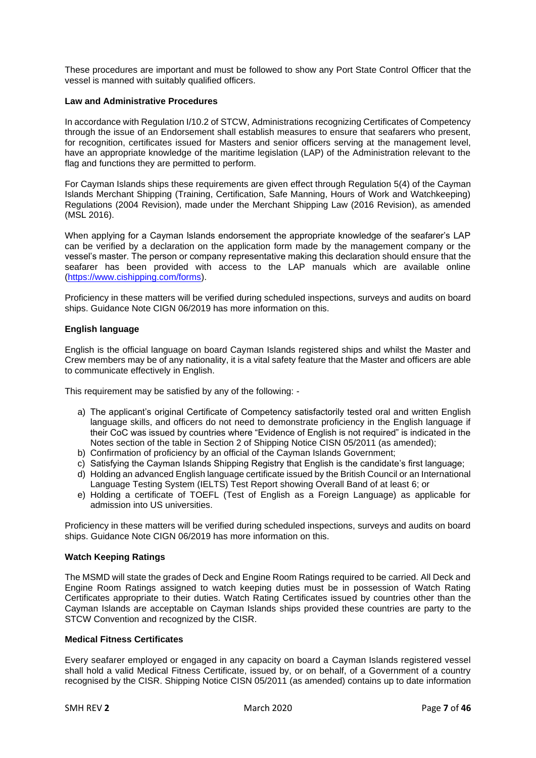These procedures are important and must be followed to show any Port State Control Officer that the vessel is manned with suitably qualified officers.

**Law and Administrative Procedures**

In accordance with Regulation I/10.2 of STCW, Administrations recognizing Certificates of Competency through the issue of an Endorsement shall establish measures to ensure that seafarers who present, for recognition, certificates issued for Masters and senior officers serving at the management level, have an appropriate knowledge of the maritime legislation (LAP) of the Administration relevant to the flag and functions they are permitted to perform.

For Cayman Islands ships these requirements are given effect through Regulation 5(4) of the Cayman Islands Merchant Shipping (Training, Certification, Safe Manning, Hours of Work and Watchkeeping) Regulations (2004 Revision), made under the Merchant Shipping Law (2016 Revision), as amended (MSL 2016).

When applying for a Cayman Islands endorsement the appropriate knowledge of the seafarer's LAP can be verified by a declaration on the application form made by the management company or the vessel's master. The person or company representative making this declaration should ensure that the seafarer has been provided with access to the LAP manuals which are available online (https://www.cishipping.com/forms).

Proficiency in these matters will be verified during scheduled inspections, surveys and audits on board ships. Guidance Note CIGN 06/2019 has more information on this.

**English language**

English is the official language on board Cayman Islands registered ships and whilst the Master and Crew members may be of any nationality, it is a vital safety feature that the Master and officers are able to communicate effectively in English.

This requirement may be satisfied by any of the following: -

a) The applicant's original Certificate of Competency satisfactorily tested oral and written English language skills, and officers do not need to demonstrate proficiency in the English language if their CoC was issued by countries where "Evidence of English is not required" is indicated in the Notes section of the table in Section 2 of Shipping Notice CISN 05/2011 (as amended);
b) Confirmation of proficiency by an official of the Cayman Islands Government;
c) Satisfying the Cayman Islands Shipping Registry that English is the candidate's first language;
d) Holding an advanced English language certificate issued by the British Council or an International Language Testing System (IELTS) Test Report showing Overall Band of at least 6; or
e) Holding a certificate of TOEFL (Test of English as a Foreign Language) as applicable for admission into US universities.

Proficiency in these matters will be verified during scheduled inspections, surveys and audits on board ships. Guidance Note CIGN 06/2019 has more information on this.

**Watch Keeping Ratings**

The MSMD will state the grades of Deck and Engine Room Ratings required to be carried. All Deck and Engine Room Ratings assigned to watch keeping duties must be in possession of Watch Rating Certificates appropriate to their duties. Watch Rating Certificates issued by countries other than the Cayman Islands are acceptable on Cayman Islands ships provided these countries are party to the STCW Convention and recognized by the CISR.

**Medical Fitness Certificates**

Every seafarer employed or engaged in any capacity on board a Cayman Islands registered vessel shall hold a valid Medical Fitness Certificate, issued by, or on behalf, of a Government of a country recognised by the CISR. Shipping Notice CISN 05/2011 (as amended) contains up to date information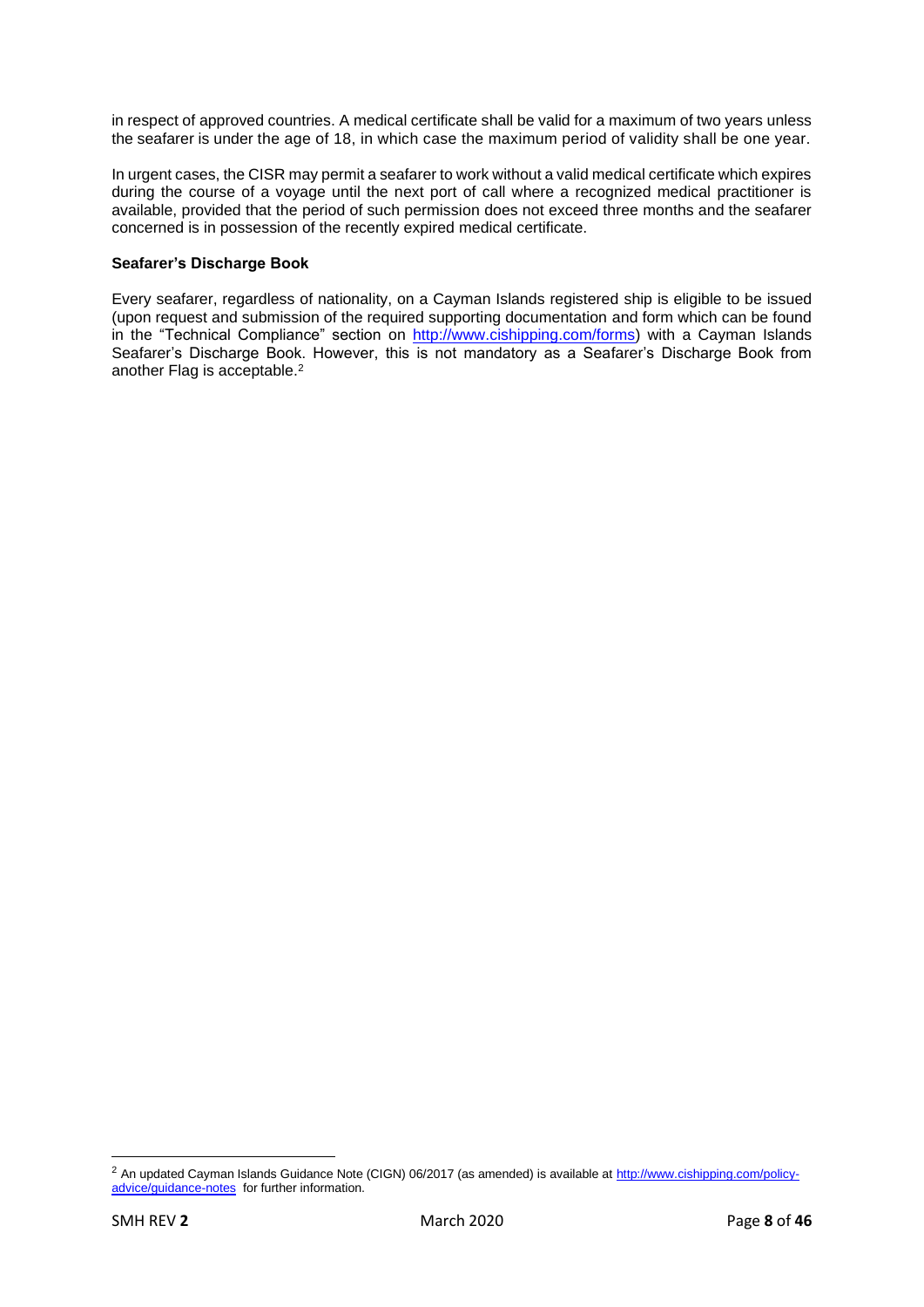in respect of approved countries. A medical certificate shall be valid for a maximum of two years unless the seafarer is under the age of 18, in which case the maximum period of validity shall be one year.

In urgent cases, the CISR may permit a seafarer to work without a valid medical certificate which expires during the course of a voyage until the next port of call where a recognized medical practitioner is available, provided that the period of such permission does not exceed three months and the seafarer concerned is in possession of the recently expired medical certificate.

**Seafarer's Discharge Book**

Every seafarer, regardless of nationality, on a Cayman Islands registered ship is eligible to be issued (upon request and submission of the required supporting documentation and form which can be found in the "Technical Compliance" section on http://www.cishipping.com/forms) with a Cayman Islands Seafarer's Discharge Book. However, this is not mandatory as a Seafarer's Discharge Book from another Flag is acceptable.[2]

---

[2] An updated Cayman Islands Guidance Note (CIGN) 06/2017 (as amended) is available at http://www.cishipping.com/policy-advice/guidance-notes for further information.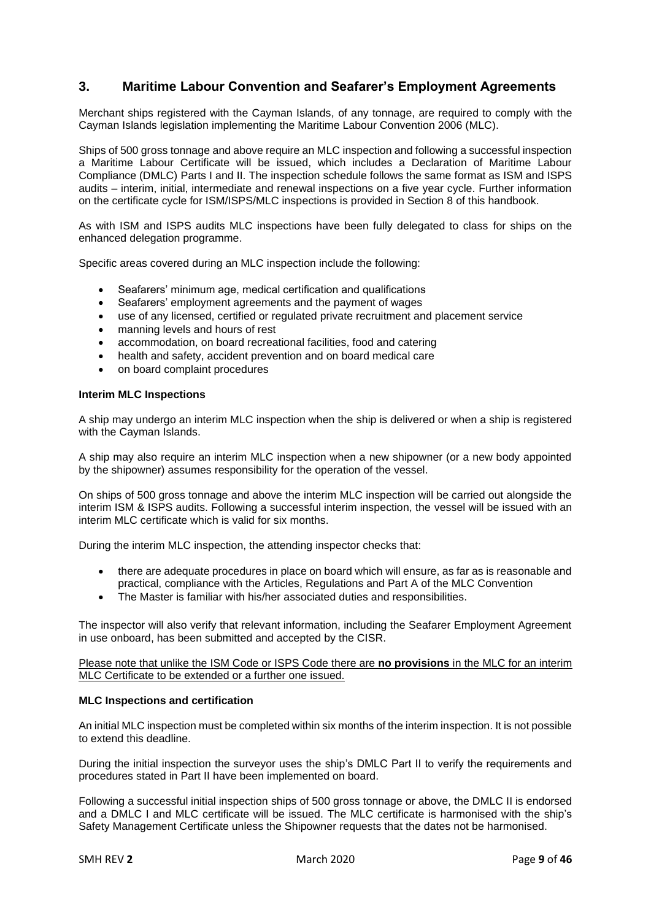## 3. Maritime Labour Convention and Seafarer's Employment Agreements

Merchant ships registered with the Cayman Islands, of any tonnage, are required to comply with the Cayman Islands legislation implementing the Maritime Labour Convention 2006 (MLC).

Ships of 500 gross tonnage and above require an MLC inspection and following a successful inspection a Maritime Labour Certificate will be issued, which includes a Declaration of Maritime Labour Compliance (DMLC) Parts I and II. The inspection schedule follows the same format as ISM and ISPS audits – interim, initial, intermediate and renewal inspections on a five year cycle. Further information on the certificate cycle for ISM/ISPS/MLC inspections is provided in Section 8 of this handbook.

As with ISM and ISPS audits MLC inspections have been fully delegated to class for ships on the enhanced delegation programme.

Specific areas covered during an MLC inspection include the following:

- Seafarers' minimum age, medical certification and qualifications
- Seafarers' employment agreements and the payment of wages
- use of any licensed, certified or regulated private recruitment and placement service
- manning levels and hours of rest
- accommodation, on board recreational facilities, food and catering
- health and safety, accident prevention and on board medical care
- on board complaint procedures

**Interim MLC Inspections**

A ship may undergo an interim MLC inspection when the ship is delivered or when a ship is registered with the Cayman Islands.

A ship may also require an interim MLC inspection when a new shipowner (or a new body appointed by the shipowner) assumes responsibility for the operation of the vessel.

On ships of 500 gross tonnage and above the interim MLC inspection will be carried out alongside the interim ISM & ISPS audits. Following a successful interim inspection, the vessel will be issued with an interim MLC certificate which is valid for six months.

During the interim MLC inspection, the attending inspector checks that:

- there are adequate procedures in place on board which will ensure, as far as is reasonable and practical, compliance with the Articles, Regulations and Part A of the MLC Convention
- The Master is familiar with his/her associated duties and responsibilities.

The inspector will also verify that relevant information, including the Seafarer Employment Agreement in use onboard, has been submitted and accepted by the CISR.

<u>Please note that unlike the ISM Code or ISPS Code there are **no provisions** in the MLC for an interim MLC Certificate to be extended or a further one issued.</u>

**MLC Inspections and certification**

An initial MLC inspection must be completed within six months of the interim inspection. It is not possible to extend this deadline.

During the initial inspection the surveyor uses the ship's DMLC Part II to verify the requirements and procedures stated in Part II have been implemented on board.

Following a successful initial inspection ships of 500 gross tonnage or above, the DMLC II is endorsed and a DMLC I and MLC certificate will be issued. The MLC certificate is harmonised with the ship's Safety Management Certificate unless the Shipowner requests that the dates not be harmonised.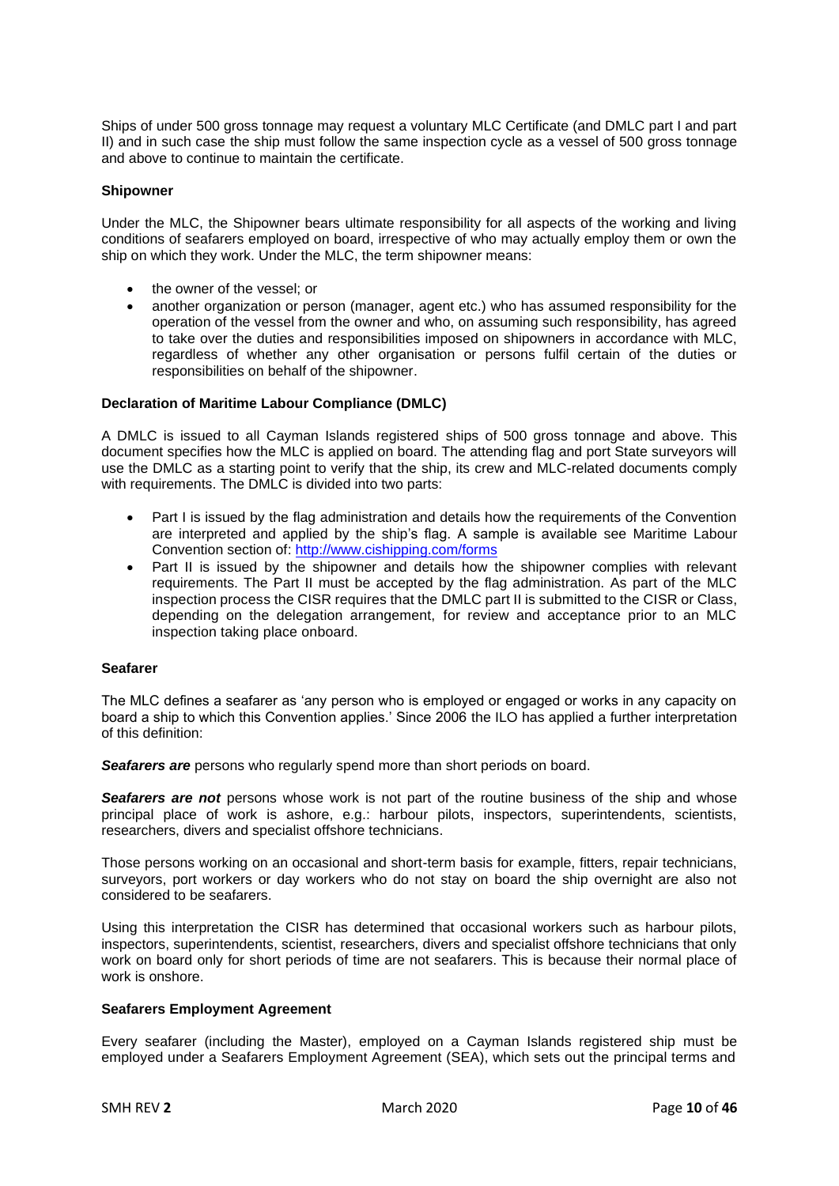Ships of under 500 gross tonnage may request a voluntary MLC Certificate (and DMLC part I and part II) and in such case the ship must follow the same inspection cycle as a vessel of 500 gross tonnage and above to continue to maintain the certificate.

**Shipowner**

Under the MLC, the Shipowner bears ultimate responsibility for all aspects of the working and living conditions of seafarers employed on board, irrespective of who may actually employ them or own the ship on which they work. Under the MLC, the term shipowner means:

- the owner of the vessel; or
- another organization or person (manager, agent etc.) who has assumed responsibility for the operation of the vessel from the owner and who, on assuming such responsibility, has agreed to take over the duties and responsibilities imposed on shipowners in accordance with MLC, regardless of whether any other organisation or persons fulfil certain of the duties or responsibilities on behalf of the shipowner.

**Declaration of Maritime Labour Compliance (DMLC)**

A DMLC is issued to all Cayman Islands registered ships of 500 gross tonnage and above. This document specifies how the MLC is applied on board. The attending flag and port State surveyors will use the DMLC as a starting point to verify that the ship, its crew and MLC-related documents comply with requirements. The DMLC is divided into two parts:

- Part I is issued by the flag administration and details how the requirements of the Convention are interpreted and applied by the ship's flag. A sample is available see Maritime Labour Convention section of: [http://www.cishipping.com/forms](http://www.cishipping.com/forms)
- Part II is issued by the shipowner and details how the shipowner complies with relevant requirements. The Part II must be accepted by the flag administration. As part of the MLC inspection process the CISR requires that the DMLC part II is submitted to the CISR or Class, depending on the delegation arrangement, for review and acceptance prior to an MLC inspection taking place onboard.

**Seafarer**

The MLC defines a seafarer as 'any person who is employed or engaged or works in any capacity on board a ship to which this Convention applies.' Since 2006 the ILO has applied a further interpretation of this definition:

***Seafarers are*** persons who regularly spend more than short periods on board.

***Seafarers are not*** persons whose work is not part of the routine business of the ship and whose principal place of work is ashore, e.g.: harbour pilots, inspectors, superintendents, scientists, researchers, divers and specialist offshore technicians.

Those persons working on an occasional and short-term basis for example, fitters, repair technicians, surveyors, port workers or day workers who do not stay on board the ship overnight are also not considered to be seafarers.

Using this interpretation the CISR has determined that occasional workers such as harbour pilots, inspectors, superintendents, scientist, researchers, divers and specialist offshore technicians that only work on board only for short periods of time are not seafarers. This is because their normal place of work is onshore.

**Seafarers Employment Agreement**

Every seafarer (including the Master), employed on a Cayman Islands registered ship must be employed under a Seafarers Employment Agreement (SEA), which sets out the principal terms and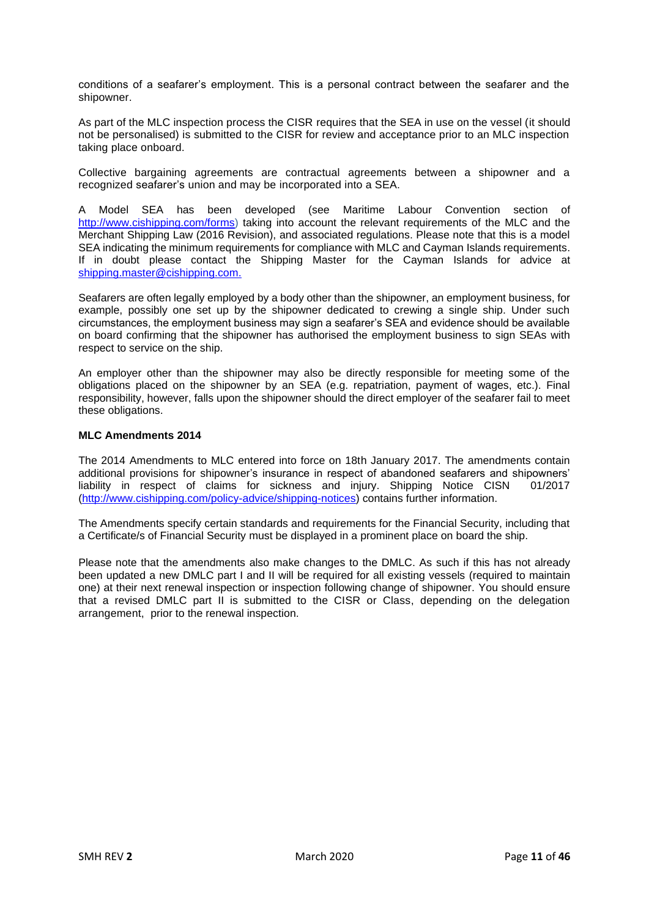conditions of a seafarer's employment. This is a personal contract between the seafarer and the shipowner.

As part of the MLC inspection process the CISR requires that the SEA in use on the vessel (it should not be personalised) is submitted to the CISR for review and acceptance prior to an MLC inspection taking place onboard.

Collective bargaining agreements are contractual agreements between a shipowner and a recognized seafarer's union and may be incorporated into a SEA.

A Model SEA has been developed (see Maritime Labour Convention section of http://www.cishipping.com/forms) taking into account the relevant requirements of the MLC and the Merchant Shipping Law (2016 Revision), and associated regulations. Please note that this is a model SEA indicating the minimum requirements for compliance with MLC and Cayman Islands requirements. If in doubt please contact the Shipping Master for the Cayman Islands for advice at shipping.master@cishipping.com.

Seafarers are often legally employed by a body other than the shipowner, an employment business, for example, possibly one set up by the shipowner dedicated to crewing a single ship. Under such circumstances, the employment business may sign a seafarer's SEA and evidence should be available on board confirming that the shipowner has authorised the employment business to sign SEAs with respect to service on the ship.

An employer other than the shipowner may also be directly responsible for meeting some of the obligations placed on the shipowner by an SEA (e.g. repatriation, payment of wages, etc.). Final responsibility, however, falls upon the shipowner should the direct employer of the seafarer fail to meet these obligations.

**MLC Amendments 2014**

The 2014 Amendments to MLC entered into force on 18th January 2017. The amendments contain additional provisions for shipowner's insurance in respect of abandoned seafarers and shipowners' liability in respect of claims for sickness and injury. Shipping Notice CISN 01/2017 (http://www.cishipping.com/policy-advice/shipping-notices) contains further information.

The Amendments specify certain standards and requirements for the Financial Security, including that a Certificate/s of Financial Security must be displayed in a prominent place on board the ship.

Please note that the amendments also make changes to the DMLC. As such if this has not already been updated a new DMLC part I and II will be required for all existing vessels (required to maintain one) at their next renewal inspection or inspection following change of shipowner. You should ensure that a revised DMLC part II is submitted to the CISR or Class, depending on the delegation arrangement, prior to the renewal inspection.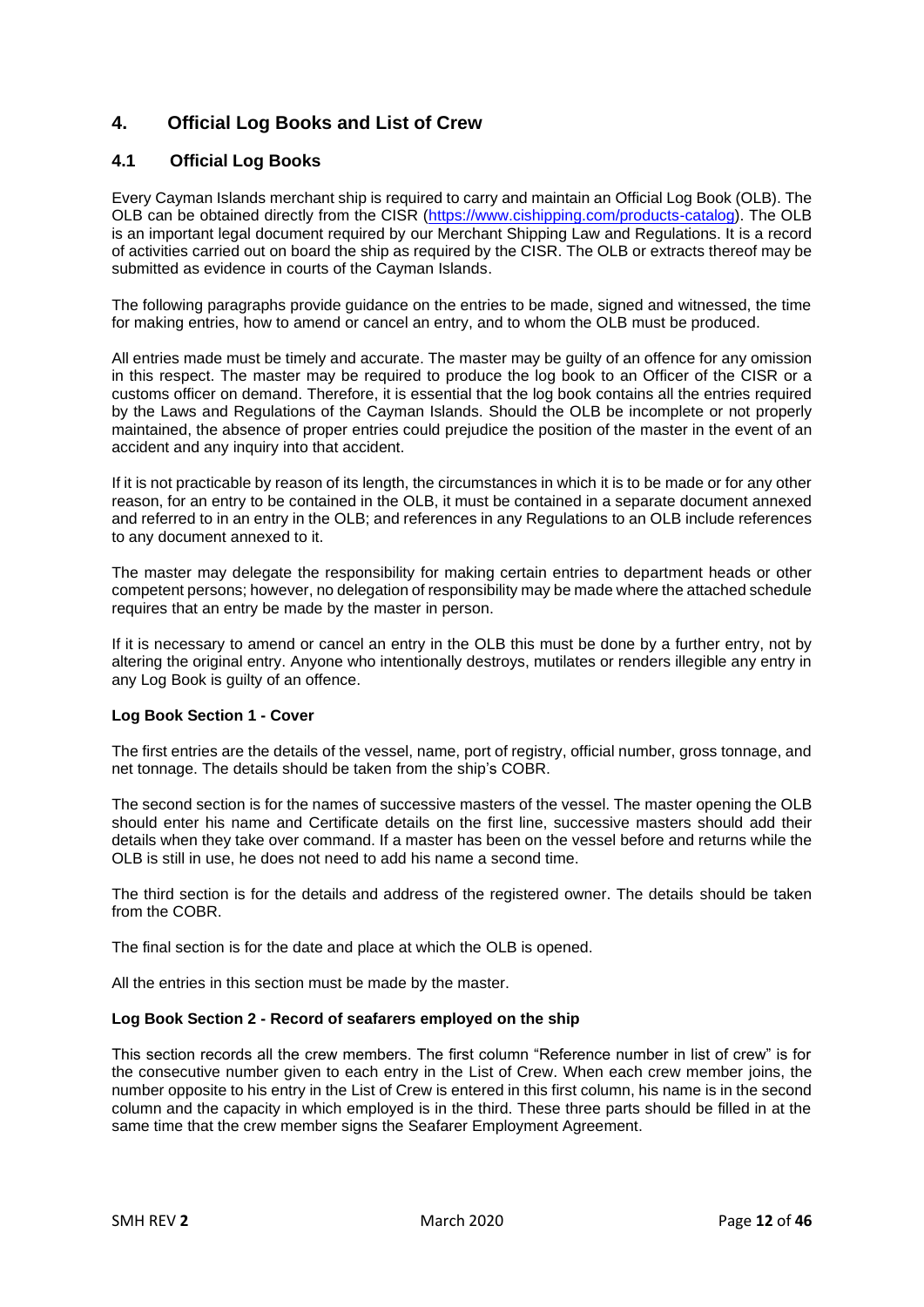## 4. Official Log Books and List of Crew

### 4.1 Official Log Books

Every Cayman Islands merchant ship is required to carry and maintain an Official Log Book (OLB). The OLB can be obtained directly from the CISR (https://www.cishipping.com/products-catalog). The OLB is an important legal document required by our Merchant Shipping Law and Regulations. It is a record of activities carried out on board the ship as required by the CISR. The OLB or extracts thereof may be submitted as evidence in courts of the Cayman Islands.

The following paragraphs provide guidance on the entries to be made, signed and witnessed, the time for making entries, how to amend or cancel an entry, and to whom the OLB must be produced.

All entries made must be timely and accurate. The master may be guilty of an offence for any omission in this respect. The master may be required to produce the log book to an Officer of the CISR or a customs officer on demand. Therefore, it is essential that the log book contains all the entries required by the Laws and Regulations of the Cayman Islands. Should the OLB be incomplete or not properly maintained, the absence of proper entries could prejudice the position of the master in the event of an accident and any inquiry into that accident.

If it is not practicable by reason of its length, the circumstances in which it is to be made or for any other reason, for an entry to be contained in the OLB, it must be contained in a separate document annexed and referred to in an entry in the OLB; and references in any Regulations to an OLB include references to any document annexed to it.

The master may delegate the responsibility for making certain entries to department heads or other competent persons; however, no delegation of responsibility may be made where the attached schedule requires that an entry be made by the master in person.

If it is necessary to amend or cancel an entry in the OLB this must be done by a further entry, not by altering the original entry. Anyone who intentionally destroys, mutilates or renders illegible any entry in any Log Book is guilty of an offence.

**Log Book Section 1 - Cover**

The first entries are the details of the vessel, name, port of registry, official number, gross tonnage, and net tonnage. The details should be taken from the ship's COBR.

The second section is for the names of successive masters of the vessel. The master opening the OLB should enter his name and Certificate details on the first line, successive masters should add their details when they take over command. If a master has been on the vessel before and returns while the OLB is still in use, he does not need to add his name a second time.

The third section is for the details and address of the registered owner. The details should be taken from the COBR.

The final section is for the date and place at which the OLB is opened.

All the entries in this section must be made by the master.

**Log Book Section 2 - Record of seafarers employed on the ship**

This section records all the crew members. The first column "Reference number in list of crew" is for the consecutive number given to each entry in the List of Crew. When each crew member joins, the number opposite to his entry in the List of Crew is entered in this first column, his name is in the second column and the capacity in which employed is in the third. These three parts should be filled in at the same time that the crew member signs the Seafarer Employment Agreement.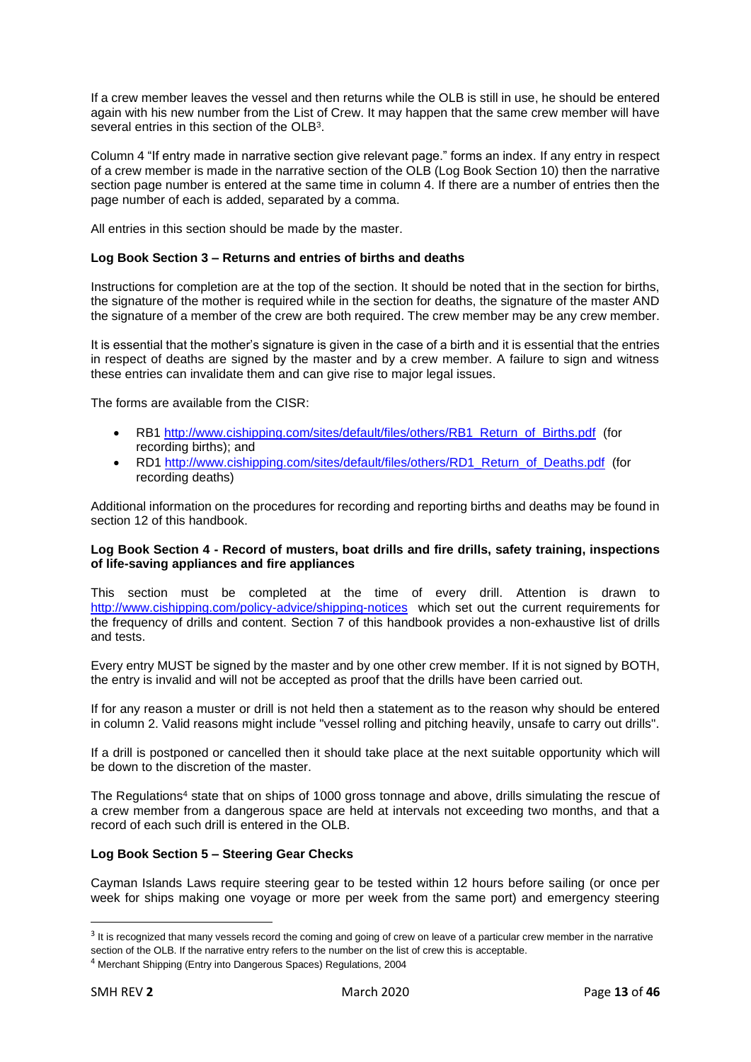If a crew member leaves the vessel and then returns while the OLB is still in use, he should be entered again with his new number from the List of Crew. It may happen that the same crew member will have several entries in this section of the OLB[3].

Column 4 "If entry made in narrative section give relevant page." forms an index. If any entry in respect of a crew member is made in the narrative section of the OLB (Log Book Section 10) then the narrative section page number is entered at the same time in column 4. If there are a number of entries then the page number of each is added, separated by a comma.

All entries in this section should be made by the master.

**Log Book Section 3 – Returns and entries of births and deaths**

Instructions for completion are at the top of the section. It should be noted that in the section for births, the signature of the mother is required while in the section for deaths, the signature of the master AND the signature of a member of the crew are both required. The crew member may be any crew member.

It is essential that the mother's signature is given in the case of a birth and it is essential that the entries in respect of deaths are signed by the master and by a crew member. A failure to sign and witness these entries can invalidate them and can give rise to major legal issues.

The forms are available from the CISR:

- RB1 http://www.cishipping.com/sites/default/files/others/RB1_Return_of_Births.pdf (for recording births); and
- RD1 http://www.cishipping.com/sites/default/files/others/RD1_Return_of_Deaths.pdf (for recording deaths)

Additional information on the procedures for recording and reporting births and deaths may be found in section 12 of this handbook.

**Log Book Section 4 - Record of musters, boat drills and fire drills, safety training, inspections of life-saving appliances and fire appliances**

This section must be completed at the time of every drill. Attention is drawn to http://www.cishipping.com/policy-advice/shipping-notices which set out the current requirements for the frequency of drills and content. Section 7 of this handbook provides a non-exhaustive list of drills and tests.

Every entry MUST be signed by the master and by one other crew member. If it is not signed by BOTH, the entry is invalid and will not be accepted as proof that the drills have been carried out.

If for any reason a muster or drill is not held then a statement as to the reason why should be entered in column 2. Valid reasons might include "vessel rolling and pitching heavily, unsafe to carry out drills".

If a drill is postponed or cancelled then it should take place at the next suitable opportunity which will be down to the discretion of the master.

The Regulations[4] state that on ships of 1000 gross tonnage and above, drills simulating the rescue of a crew member from a dangerous space are held at intervals not exceeding two months, and that a record of each such drill is entered in the OLB.

**Log Book Section 5 – Steering Gear Checks**

Cayman Islands Laws require steering gear to be tested within 12 hours before sailing (or once per week for ships making one voyage or more per week from the same port) and emergency steering

---

[3] It is recognized that many vessels record the coming and going of crew on leave of a particular crew member in the narrative section of the OLB. If the narrative entry refers to the number on the list of crew this is acceptable.

[4] Merchant Shipping (Entry into Dangerous Spaces) Regulations, 2004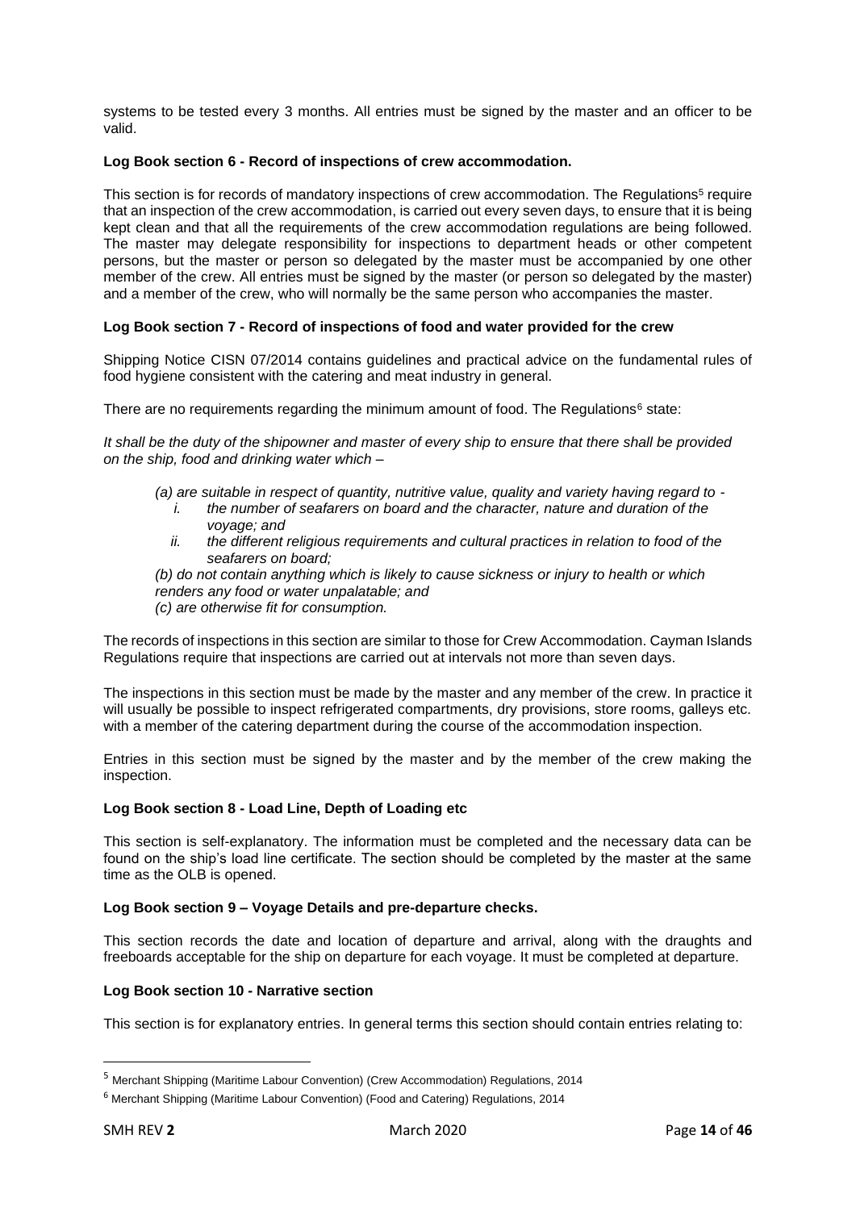systems to be tested every 3 months. All entries must be signed by the master and an officer to be valid.

**Log Book section 6 - Record of inspections of crew accommodation.**

This section is for records of mandatory inspections of crew accommodation. The Regulations[5] require that an inspection of the crew accommodation, is carried out every seven days, to ensure that it is being kept clean and that all the requirements of the crew accommodation regulations are being followed. The master may delegate responsibility for inspections to department heads or other competent persons, but the master or person so delegated by the master must be accompanied by one other member of the crew. All entries must be signed by the master (or person so delegated by the master) and a member of the crew, who will normally be the same person who accompanies the master.

**Log Book section 7 - Record of inspections of food and water provided for the crew**

Shipping Notice CISN 07/2014 contains guidelines and practical advice on the fundamental rules of food hygiene consistent with the catering and meat industry in general.

There are no requirements regarding the minimum amount of food. The Regulations[6] state:

*It shall be the duty of the shipowner and master of every ship to ensure that there shall be provided on the ship, food and drinking water which –*

*(a) are suitable in respect of quantity, nutritive value, quality and variety having regard to -*

   *i. the number of seafarers on board and the character, nature and duration of the voyage; and*

   *ii. the different religious requirements and cultural practices in relation to food of the seafarers on board;*

*(b) do not contain anything which is likely to cause sickness or injury to health or which renders any food or water unpalatable; and*

*(c) are otherwise fit for consumption.*

The records of inspections in this section are similar to those for Crew Accommodation. Cayman Islands Regulations require that inspections are carried out at intervals not more than seven days.

The inspections in this section must be made by the master and any member of the crew. In practice it will usually be possible to inspect refrigerated compartments, dry provisions, store rooms, galleys etc. with a member of the catering department during the course of the accommodation inspection.

Entries in this section must be signed by the master and by the member of the crew making the inspection.

**Log Book section 8 - Load Line, Depth of Loading etc**

This section is self-explanatory. The information must be completed and the necessary data can be found on the ship's load line certificate. The section should be completed by the master at the same time as the OLB is opened.

**Log Book section 9 – Voyage Details and pre-departure checks.**

This section records the date and location of departure and arrival, along with the draughts and freeboards acceptable for the ship on departure for each voyage. It must be completed at departure.

**Log Book section 10 - Narrative section**

This section is for explanatory entries. In general terms this section should contain entries relating to:

---

[5] Merchant Shipping (Maritime Labour Convention) (Crew Accommodation) Regulations, 2014

[6] Merchant Shipping (Maritime Labour Convention) (Food and Catering) Regulations, 2014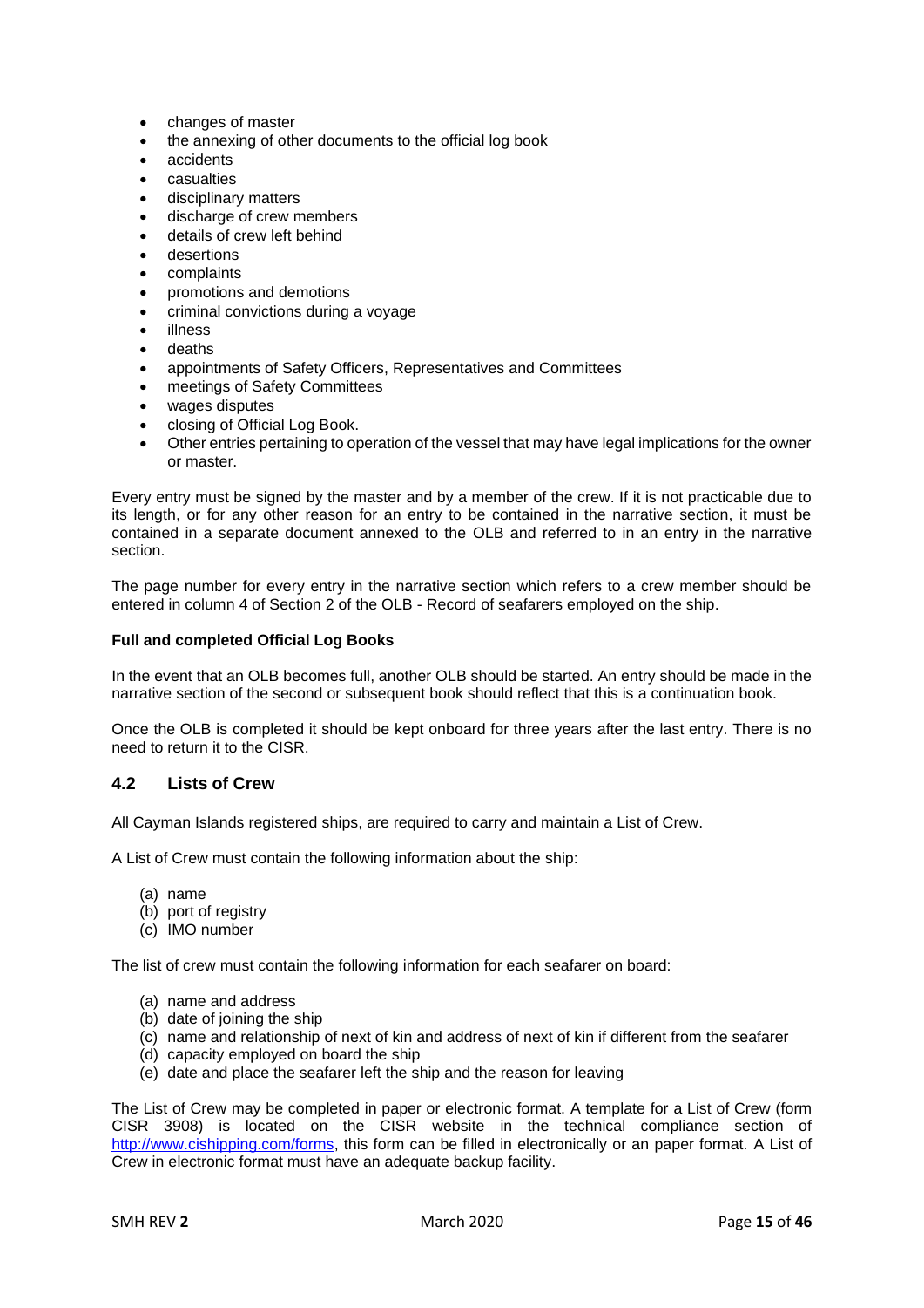- changes of master
- the annexing of other documents to the official log book
- accidents
- casualties
- disciplinary matters
- discharge of crew members
- details of crew left behind
- desertions
- complaints
- promotions and demotions
- criminal convictions during a voyage
- illness
- deaths
- appointments of Safety Officers, Representatives and Committees
- meetings of Safety Committees
- wages disputes
- closing of Official Log Book.
- Other entries pertaining to operation of the vessel that may have legal implications for the owner or master.

Every entry must be signed by the master and by a member of the crew. If it is not practicable due to its length, or for any other reason for an entry to be contained in the narrative section, it must be contained in a separate document annexed to the OLB and referred to in an entry in the narrative section.

The page number for every entry in the narrative section which refers to a crew member should be entered in column 4 of Section 2 of the OLB - Record of seafarers employed on the ship.

**Full and completed Official Log Books**

In the event that an OLB becomes full, another OLB should be started. An entry should be made in the narrative section of the second or subsequent book should reflect that this is a continuation book.

Once the OLB is completed it should be kept onboard for three years after the last entry. There is no need to return it to the CISR.

## 4.2 Lists of Crew

All Cayman Islands registered ships, are required to carry and maintain a List of Crew.

A List of Crew must contain the following information about the ship:

(a) name
(b) port of registry
(c) IMO number

The list of crew must contain the following information for each seafarer on board:

(a) name and address
(b) date of joining the ship
(c) name and relationship of next of kin and address of next of kin if different from the seafarer
(d) capacity employed on board the ship
(e) date and place the seafarer left the ship and the reason for leaving

The List of Crew may be completed in paper or electronic format. A template for a List of Crew (form CISR 3908) is located on the CISR website in the technical compliance section of http://www.cishipping.com/forms, this form can be filled in electronically or an paper format. A List of Crew in electronic format must have an adequate backup facility.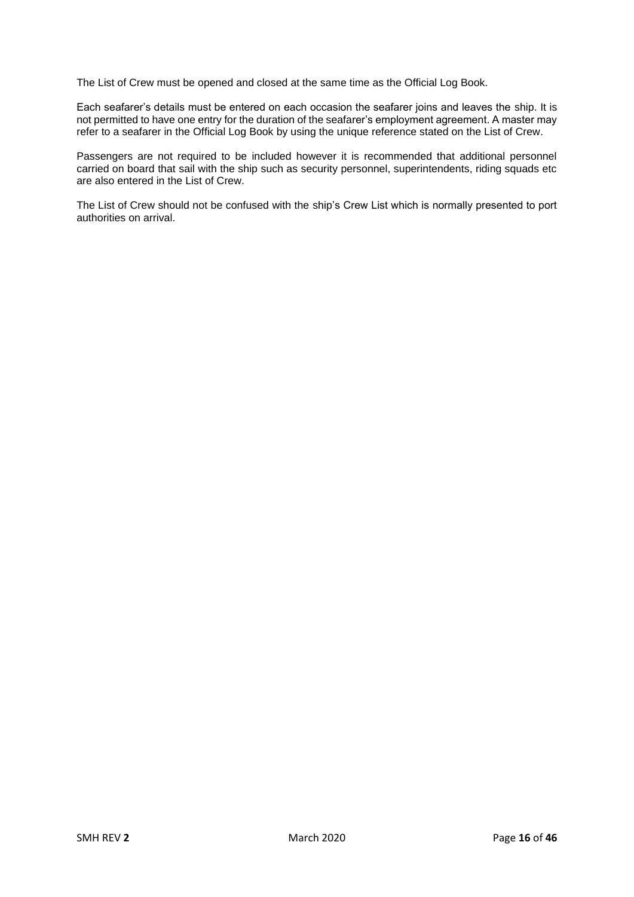The List of Crew must be opened and closed at the same time as the Official Log Book.

Each seafarer's details must be entered on each occasion the seafarer joins and leaves the ship. It is not permitted to have one entry for the duration of the seafarer's employment agreement. A master may refer to a seafarer in the Official Log Book by using the unique reference stated on the List of Crew.

Passengers are not required to be included however it is recommended that additional personnel carried on board that sail with the ship such as security personnel, superintendents, riding squads etc are also entered in the List of Crew.

The List of Crew should not be confused with the ship's Crew List which is normally presented to port authorities on arrival.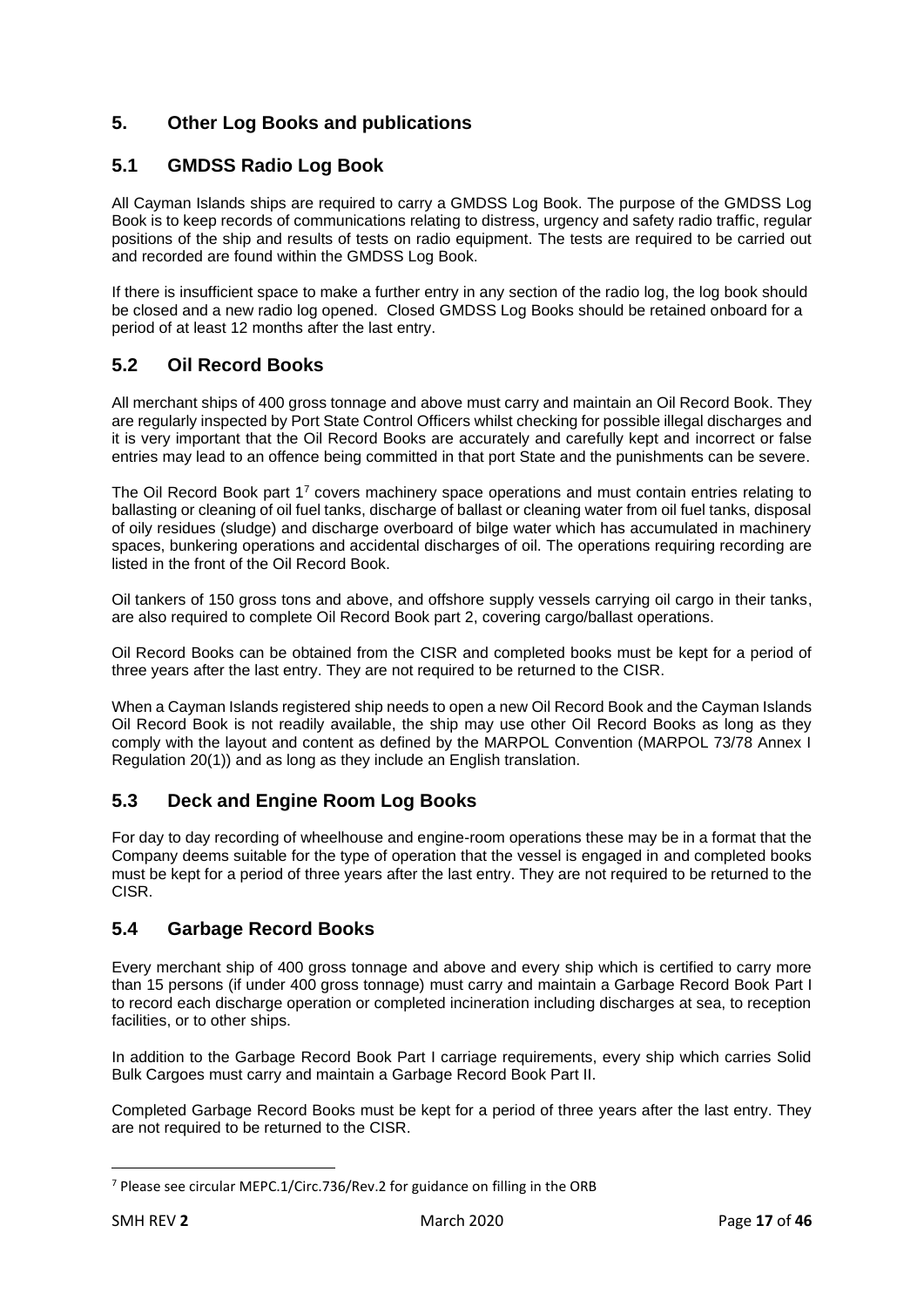## 5. Other Log Books and publications

### 5.1 GMDSS Radio Log Book

All Cayman Islands ships are required to carry a GMDSS Log Book. The purpose of the GMDSS Log Book is to keep records of communications relating to distress, urgency and safety radio traffic, regular positions of the ship and results of tests on radio equipment. The tests are required to be carried out and recorded are found within the GMDSS Log Book.

If there is insufficient space to make a further entry in any section of the radio log, the log book should be closed and a new radio log opened. Closed GMDSS Log Books should be retained onboard for a period of at least 12 months after the last entry.

### 5.2 Oil Record Books

All merchant ships of 400 gross tonnage and above must carry and maintain an Oil Record Book. They are regularly inspected by Port State Control Officers whilst checking for possible illegal discharges and it is very important that the Oil Record Books are accurately and carefully kept and incorrect or false entries may lead to an offence being committed in that port State and the punishments can be severe.

The Oil Record Book part 1[7] covers machinery space operations and must contain entries relating to ballasting or cleaning of oil fuel tanks, discharge of ballast or cleaning water from oil fuel tanks, disposal of oily residues (sludge) and discharge overboard of bilge water which has accumulated in machinery spaces, bunkering operations and accidental discharges of oil. The operations requiring recording are listed in the front of the Oil Record Book.

Oil tankers of 150 gross tons and above, and offshore supply vessels carrying oil cargo in their tanks, are also required to complete Oil Record Book part 2, covering cargo/ballast operations.

Oil Record Books can be obtained from the CISR and completed books must be kept for a period of three years after the last entry. They are not required to be returned to the CISR.

When a Cayman Islands registered ship needs to open a new Oil Record Book and the Cayman Islands Oil Record Book is not readily available, the ship may use other Oil Record Books as long as they comply with the layout and content as defined by the MARPOL Convention (MARPOL 73/78 Annex I Regulation 20(1)) and as long as they include an English translation.

### 5.3 Deck and Engine Room Log Books

For day to day recording of wheelhouse and engine-room operations these may be in a format that the Company deems suitable for the type of operation that the vessel is engaged in and completed books must be kept for a period of three years after the last entry. They are not required to be returned to the CISR.

### 5.4 Garbage Record Books

Every merchant ship of 400 gross tonnage and above and every ship which is certified to carry more than 15 persons (if under 400 gross tonnage) must carry and maintain a Garbage Record Book Part I to record each discharge operation or completed incineration including discharges at sea, to reception facilities, or to other ships.

In addition to the Garbage Record Book Part I carriage requirements, every ship which carries Solid Bulk Cargoes must carry and maintain a Garbage Record Book Part II.

Completed Garbage Record Books must be kept for a period of three years after the last entry. They are not required to be returned to the CISR.

---

[7] Please see circular MEPC.1/Circ.736/Rev.2 for guidance on filling in the ORB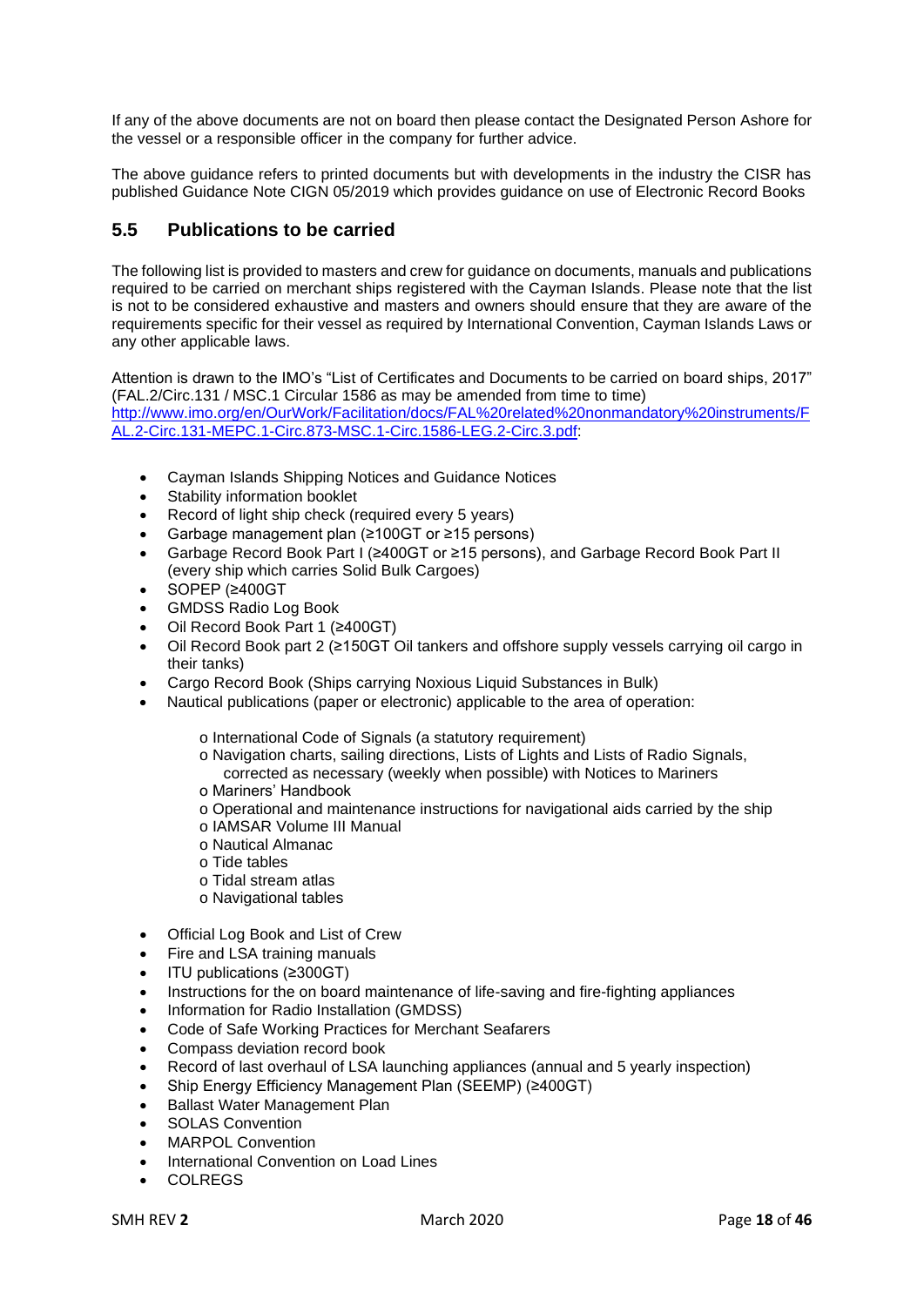If any of the above documents are not on board then please contact the Designated Person Ashore for the vessel or a responsible officer in the company for further advice.

The above guidance refers to printed documents but with developments in the industry the CISR has published Guidance Note CIGN 05/2019 which provides guidance on use of Electronic Record Books

## 5.5 Publications to be carried

The following list is provided to masters and crew for guidance on documents, manuals and publications required to be carried on merchant ships registered with the Cayman Islands. Please note that the list is not to be considered exhaustive and masters and owners should ensure that they are aware of the requirements specific for their vessel as required by International Convention, Cayman Islands Laws or any other applicable laws.

Attention is drawn to the IMO's "List of Certificates and Documents to be carried on board ships, 2017" (FAL.2/Circ.131 / MSC.1 Circular 1586 as may be amended from time to time) [http://www.imo.org/en/OurWork/Facilitation/docs/FAL%20related%20nonmandatory%20instruments/FAL.2-Circ.131-MEPC.1-Circ.873-MSC.1-Circ.1586-LEG.2-Circ.3.pdf](http://www.imo.org/en/OurWork/Facilitation/docs/FAL%20related%20nonmandatory%20instruments/FAL.2-Circ.131-MEPC.1-Circ.873-MSC.1-Circ.1586-LEG.2-Circ.3.pdf):

- Cayman Islands Shipping Notices and Guidance Notices
- Stability information booklet
- Record of light ship check (required every 5 years)
- Garbage management plan (≥100GT or ≥15 persons)
- Garbage Record Book Part I (≥400GT or ≥15 persons), and Garbage Record Book Part II (every ship which carries Solid Bulk Cargoes)
- SOPEP (≥400GT
- GMDSS Radio Log Book
- Oil Record Book Part 1 (≥400GT)
- Oil Record Book part 2 (≥150GT Oil tankers and offshore supply vessels carrying oil cargo in their tanks)
- Cargo Record Book (Ships carrying Noxious Liquid Substances in Bulk)
- Nautical publications (paper or electronic) applicable to the area of operation:
    - International Code of Signals (a statutory requirement)
    - Navigation charts, sailing directions, Lists of Lights and Lists of Radio Signals, corrected as necessary (weekly when possible) with Notices to Mariners
    - Mariners' Handbook
    - Operational and maintenance instructions for navigational aids carried by the ship
    - IAMSAR Volume III Manual
    - Nautical Almanac
    - Tide tables
    - Tidal stream atlas
    - Navigational tables
- Official Log Book and List of Crew
- Fire and LSA training manuals
- ITU publications (≥300GT)
- Instructions for the on board maintenance of life-saving and fire-fighting appliances
- Information for Radio Installation (GMDSS)
- Code of Safe Working Practices for Merchant Seafarers
- Compass deviation record book
- Record of last overhaul of LSA launching appliances (annual and 5 yearly inspection)
- Ship Energy Efficiency Management Plan (SEEMP) (≥400GT)
- Ballast Water Management Plan
- SOLAS Convention
- MARPOL Convention
- International Convention on Load Lines
- COLREGS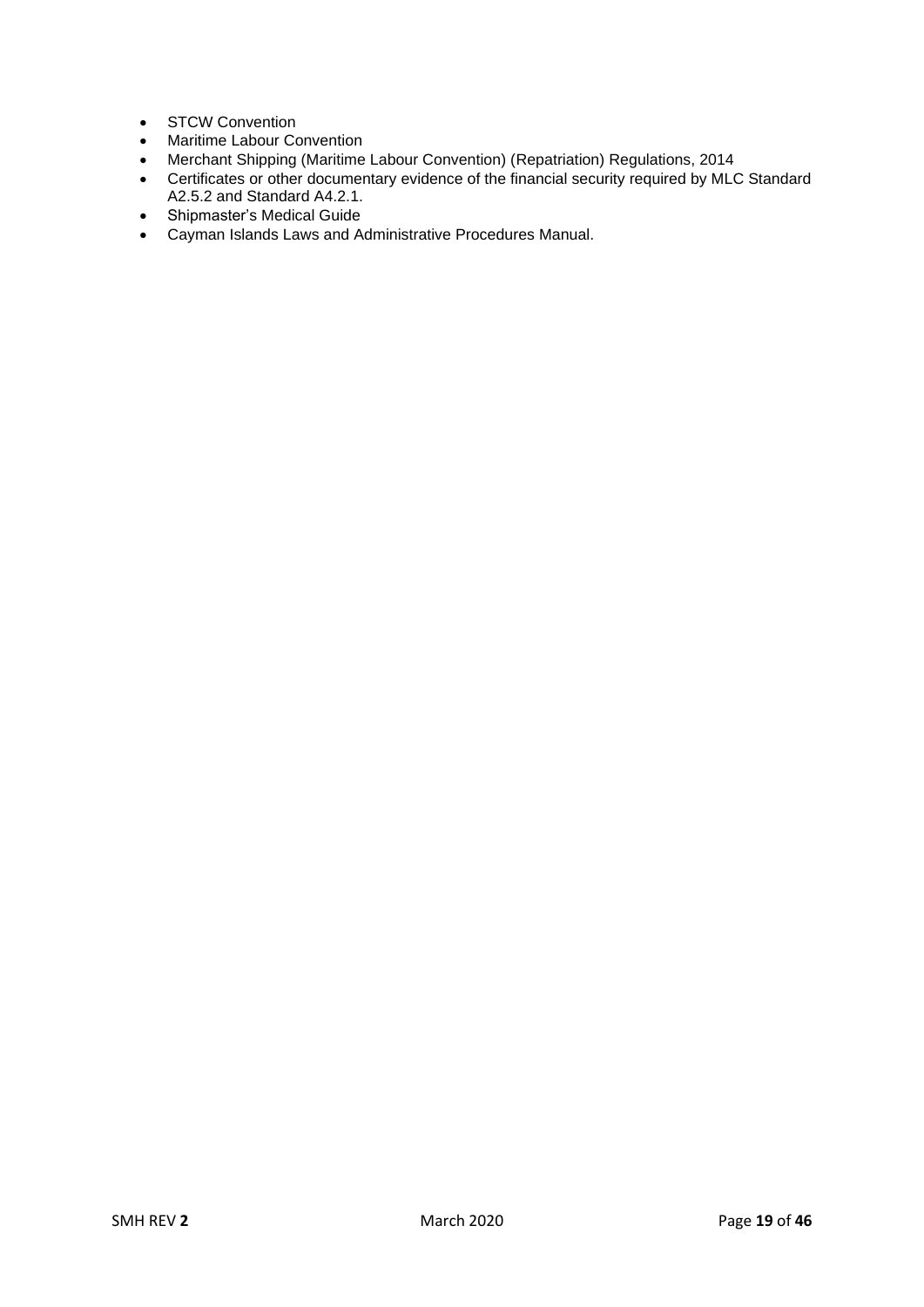- STCW Convention
- Maritime Labour Convention
- Merchant Shipping (Maritime Labour Convention) (Repatriation) Regulations, 2014
- Certificates or other documentary evidence of the financial security required by MLC Standard A2.5.2 and Standard A4.2.1.
- Shipmaster's Medical Guide
- Cayman Islands Laws and Administrative Procedures Manual.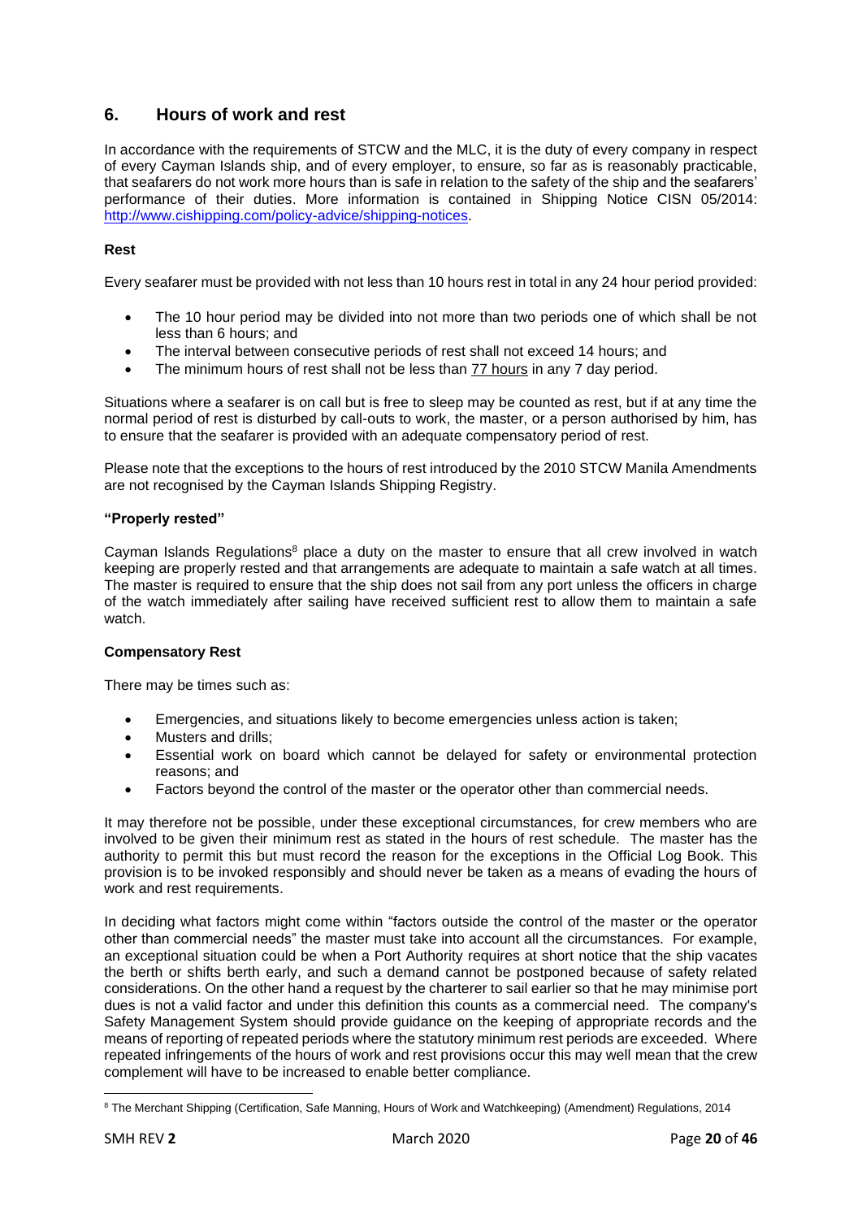## 6. Hours of work and rest

In accordance with the requirements of STCW and the MLC, it is the duty of every company in respect of every Cayman Islands ship, and of every employer, to ensure, so far as is reasonably practicable, that seafarers do not work more hours than is safe in relation to the safety of the ship and the seafarers' performance of their duties. More information is contained in Shipping Notice CISN 05/2014: http://www.cishipping.com/policy-advice/shipping-notices.

**Rest**

Every seafarer must be provided with not less than 10 hours rest in total in any 24 hour period provided:

- The 10 hour period may be divided into not more than two periods one of which shall be not less than 6 hours; and
- The interval between consecutive periods of rest shall not exceed 14 hours; and
- The minimum hours of rest shall not be less than 77 hours in any 7 day period.

Situations where a seafarer is on call but is free to sleep may be counted as rest, but if at any time the normal period of rest is disturbed by call-outs to work, the master, or a person authorised by him, has to ensure that the seafarer is provided with an adequate compensatory period of rest.

Please note that the exceptions to the hours of rest introduced by the 2010 STCW Manila Amendments are not recognised by the Cayman Islands Shipping Registry.

**"Properly rested"**

Cayman Islands Regulations[8] place a duty on the master to ensure that all crew involved in watch keeping are properly rested and that arrangements are adequate to maintain a safe watch at all times. The master is required to ensure that the ship does not sail from any port unless the officers in charge of the watch immediately after sailing have received sufficient rest to allow them to maintain a safe watch.

**Compensatory Rest**

There may be times such as:

- Emergencies, and situations likely to become emergencies unless action is taken;
- Musters and drills;
- Essential work on board which cannot be delayed for safety or environmental protection reasons; and
- Factors beyond the control of the master or the operator other than commercial needs.

It may therefore not be possible, under these exceptional circumstances, for crew members who are involved to be given their minimum rest as stated in the hours of rest schedule. The master has the authority to permit this but must record the reason for the exceptions in the Official Log Book. This provision is to be invoked responsibly and should never be taken as a means of evading the hours of work and rest requirements.

In deciding what factors might come within "factors outside the control of the master or the operator other than commercial needs" the master must take into account all the circumstances. For example, an exceptional situation could be when a Port Authority requires at short notice that the ship vacates the berth or shifts berth early, and such a demand cannot be postponed because of safety related considerations. On the other hand a request by the charterer to sail earlier so that he may minimise port dues is not a valid factor and under this definition this counts as a commercial need. The company's Safety Management System should provide guidance on the keeping of appropriate records and the means of reporting of repeated periods where the statutory minimum rest periods are exceeded. Where repeated infringements of the hours of work and rest provisions occur this may well mean that the crew complement will have to be increased to enable better compliance.

---

[8] The Merchant Shipping (Certification, Safe Manning, Hours of Work and Watchkeeping) (Amendment) Regulations, 2014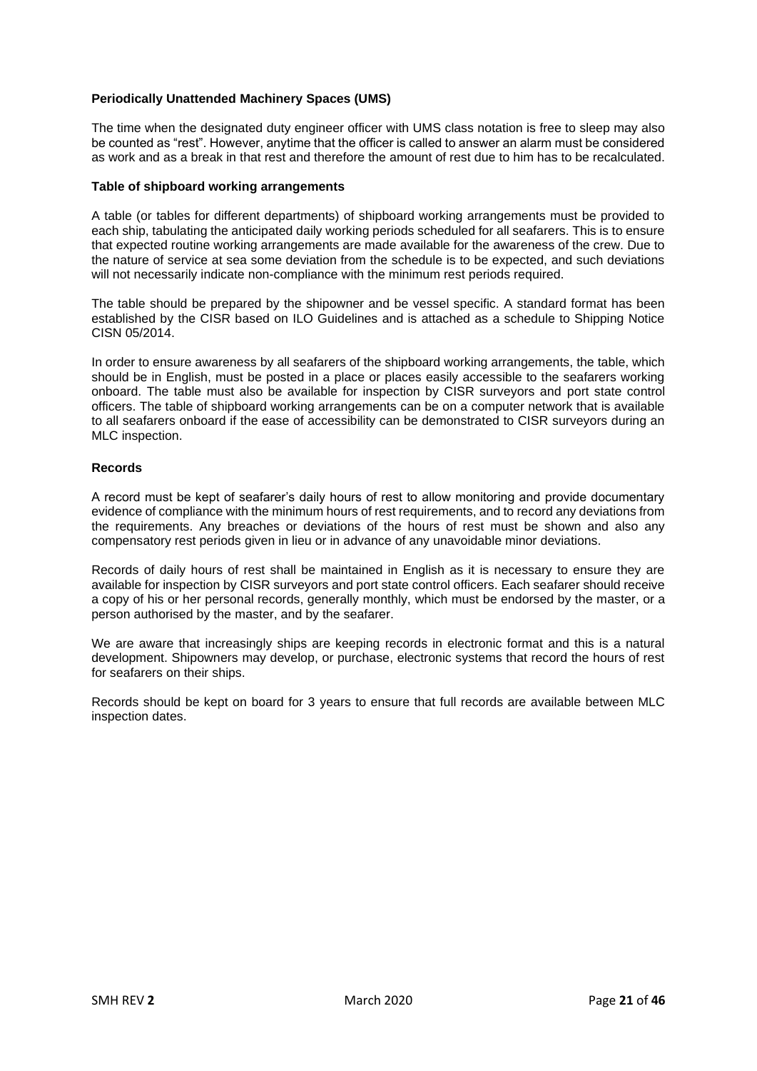**Periodically Unattended Machinery Spaces (UMS)**

The time when the designated duty engineer officer with UMS class notation is free to sleep may also be counted as "rest". However, anytime that the officer is called to answer an alarm must be considered as work and as a break in that rest and therefore the amount of rest due to him has to be recalculated.

**Table of shipboard working arrangements**

A table (or tables for different departments) of shipboard working arrangements must be provided to each ship, tabulating the anticipated daily working periods scheduled for all seafarers. This is to ensure that expected routine working arrangements are made available for the awareness of the crew. Due to the nature of service at sea some deviation from the schedule is to be expected, and such deviations will not necessarily indicate non-compliance with the minimum rest periods required.

The table should be prepared by the shipowner and be vessel specific. A standard format has been established by the CISR based on ILO Guidelines and is attached as a schedule to Shipping Notice CISN 05/2014.

In order to ensure awareness by all seafarers of the shipboard working arrangements, the table, which should be in English, must be posted in a place or places easily accessible to the seafarers working onboard. The table must also be available for inspection by CISR surveyors and port state control officers. The table of shipboard working arrangements can be on a computer network that is available to all seafarers onboard if the ease of accessibility can be demonstrated to CISR surveyors during an MLC inspection.

**Records**

A record must be kept of seafarer's daily hours of rest to allow monitoring and provide documentary evidence of compliance with the minimum hours of rest requirements, and to record any deviations from the requirements. Any breaches or deviations of the hours of rest must be shown and also any compensatory rest periods given in lieu or in advance of any unavoidable minor deviations.

Records of daily hours of rest shall be maintained in English as it is necessary to ensure they are available for inspection by CISR surveyors and port state control officers. Each seafarer should receive a copy of his or her personal records, generally monthly, which must be endorsed by the master, or a person authorised by the master, and by the seafarer.

We are aware that increasingly ships are keeping records in electronic format and this is a natural development. Shipowners may develop, or purchase, electronic systems that record the hours of rest for seafarers on their ships.

Records should be kept on board for 3 years to ensure that full records are available between MLC inspection dates.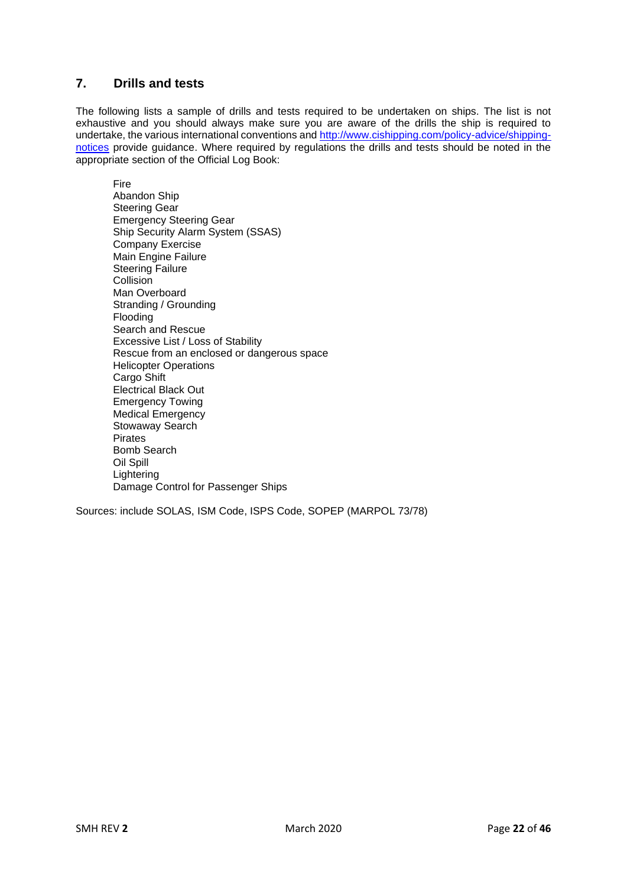## 7. Drills and tests

The following lists a sample of drills and tests required to be undertaken on ships. The list is not exhaustive and you should always make sure you are aware of the drills the ship is required to undertake, the various international conventions and [http://www.cishipping.com/policy-advice/shipping-notices](http://www.cishipping.com/policy-advice/shipping-notices) provide guidance. Where required by regulations the drills and tests should be noted in the appropriate section of the Official Log Book:

- Fire
- Abandon Ship
- Steering Gear
- Emergency Steering Gear
- Ship Security Alarm System (SSAS)
- Company Exercise
- Main Engine Failure
- Steering Failure
- Collision
- Man Overboard
- Stranding / Grounding
- Flooding
- Search and Rescue
- Excessive List / Loss of Stability
- Rescue from an enclosed or dangerous space
- Helicopter Operations
- Cargo Shift
- Electrical Black Out
- Emergency Towing
- Medical Emergency
- Stowaway Search
- Pirates
- Bomb Search
- Oil Spill
- Lightering
- Damage Control for Passenger Ships

Sources: include SOLAS, ISM Code, ISPS Code, SOPEP (MARPOL 73/78)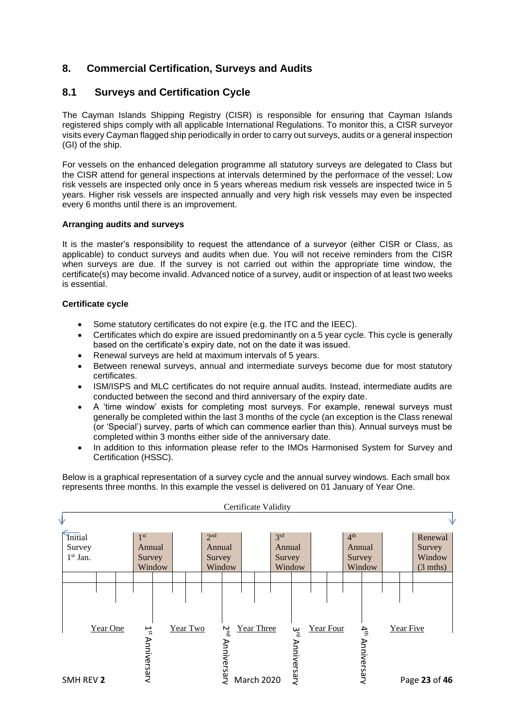## 8. Commercial Certification, Surveys and Audits

### 8.1 Surveys and Certification Cycle

The Cayman Islands Shipping Registry (CISR) is responsible for ensuring that Cayman Islands registered ships comply with all applicable International Regulations. To monitor this, a CISR surveyor visits every Cayman flagged ship periodically in order to carry out surveys, audits or a general inspection (GI) of the ship.

For vessels on the enhanced delegation programme all statutory surveys are delegated to Class but the CISR attend for general inspections at intervals determined by the performace of the vessel; Low risk vessels are inspected only once in 5 years whereas medium risk vessels are inspected twice in 5 years. Higher risk vessels are inspected annually and very high risk vessels may even be inspected every 6 months until there is an improvement.

**Arranging audits and surveys**

It is the master's responsibility to request the attendance of a surveyor (either CISR or Class, as applicable) to conduct surveys and audits when due. You will not receive reminders from the CISR when surveys are due. If the survey is not carried out within the appropriate time window, the certificate(s) may become invalid. Advanced notice of a survey, audit or inspection of at least two weeks is essential.

**Certificate cycle**

- Some statutory certificates do not expire (e.g. the ITC and the IEEC).
- Certificates which do expire are issued predominantly on a 5 year cycle. This cycle is generally based on the certificate's expiry date, not on the date it was issued.
- Renewal surveys are held at maximum intervals of 5 years.
- Between renewal surveys, annual and intermediate surveys become due for most statutory certificates.
- ISM/ISPS and MLC certificates do not require annual audits. Instead, intermediate audits are conducted between the second and third anniversary of the expiry date.
- A 'time window' exists for completing most surveys. For example, renewal surveys must generally be completed within the last 3 months of the cycle (an exception is the Class renewal (or 'Special') survey, parts of which can commence earlier than this). Annual surveys must be completed within 3 months either side of the anniversary date.
- In addition to this information please refer to the IMOs Harmonised System for Survey and Certification (HSSC).

Below is a graphical representation of a survey cycle and the annual survey windows. Each small box represents three months. In this example the vessel is delivered on 01 January of Year One.

Certificate Validity

| Initial Survey 1st Jan. | | | | 1st Annual Survey Window | | | | 2nd Annual Survey Window | | | | 3rd Annual Survey Window | | | | 4th Annual Survey Window | | | | Renewal Survey Window (3 mths) |
|---|---|---|---|---|---|---|---|---|---|---|---|---|---|---|---|---|---|---|---|---|
| Year One | | | | 1st Anniversary | Year Two | | | 2nd Anniversary | Year Three | | | 3rd Anniversary | Year Four | | | 4th Anniversary | Year Five | | | |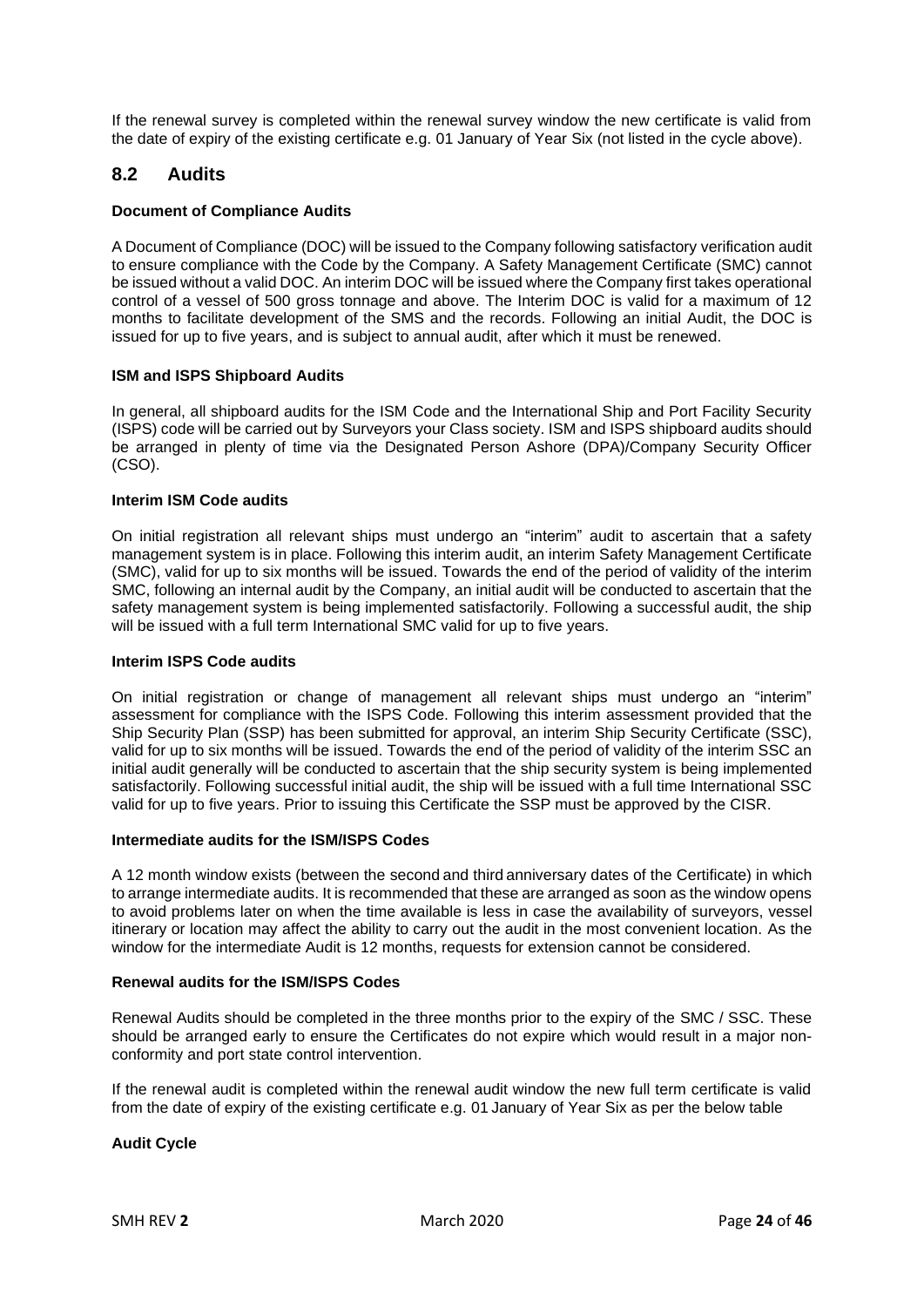If the renewal survey is completed within the renewal survey window the new certificate is valid from the date of expiry of the existing certificate e.g. 01 January of Year Six (not listed in the cycle above).

## 8.2 Audits

**Document of Compliance Audits**

A Document of Compliance (DOC) will be issued to the Company following satisfactory verification audit to ensure compliance with the Code by the Company. A Safety Management Certificate (SMC) cannot be issued without a valid DOC. An interim DOC will be issued where the Company first takes operational control of a vessel of 500 gross tonnage and above. The Interim DOC is valid for a maximum of 12 months to facilitate development of the SMS and the records. Following an initial Audit, the DOC is issued for up to five years, and is subject to annual audit, after which it must be renewed.

**ISM and ISPS Shipboard Audits**

In general, all shipboard audits for the ISM Code and the International Ship and Port Facility Security (ISPS) code will be carried out by Surveyors your Class society. ISM and ISPS shipboard audits should be arranged in plenty of time via the Designated Person Ashore (DPA)/Company Security Officer (CSO).

**Interim ISM Code audits**

On initial registration all relevant ships must undergo an "interim" audit to ascertain that a safety management system is in place. Following this interim audit, an interim Safety Management Certificate (SMC), valid for up to six months will be issued. Towards the end of the period of validity of the interim SMC, following an internal audit by the Company, an initial audit will be conducted to ascertain that the safety management system is being implemented satisfactorily. Following a successful audit, the ship will be issued with a full term International SMC valid for up to five years.

**Interim ISPS Code audits**

On initial registration or change of management all relevant ships must undergo an "interim" assessment for compliance with the ISPS Code. Following this interim assessment provided that the Ship Security Plan (SSP) has been submitted for approval, an interim Ship Security Certificate (SSC), valid for up to six months will be issued. Towards the end of the period of validity of the interim SSC an initial audit generally will be conducted to ascertain that the ship security system is being implemented satisfactorily. Following successful initial audit, the ship will be issued with a full time International SSC valid for up to five years. Prior to issuing this Certificate the SSP must be approved by the CISR.

**Intermediate audits for the ISM/ISPS Codes**

A 12 month window exists (between the second and third anniversary dates of the Certificate) in which to arrange intermediate audits. It is recommended that these are arranged as soon as the window opens to avoid problems later on when the time available is less in case the availability of surveyors, vessel itinerary or location may affect the ability to carry out the audit in the most convenient location. As the window for the intermediate Audit is 12 months, requests for extension cannot be considered.

**Renewal audits for the ISM/ISPS Codes**

Renewal Audits should be completed in the three months prior to the expiry of the SMC / SSC. These should be arranged early to ensure the Certificates do not expire which would result in a major non-conformity and port state control intervention.

If the renewal audit is completed within the renewal audit window the new full term certificate is valid from the date of expiry of the existing certificate e.g. 01 January of Year Six as per the below table

**Audit Cycle**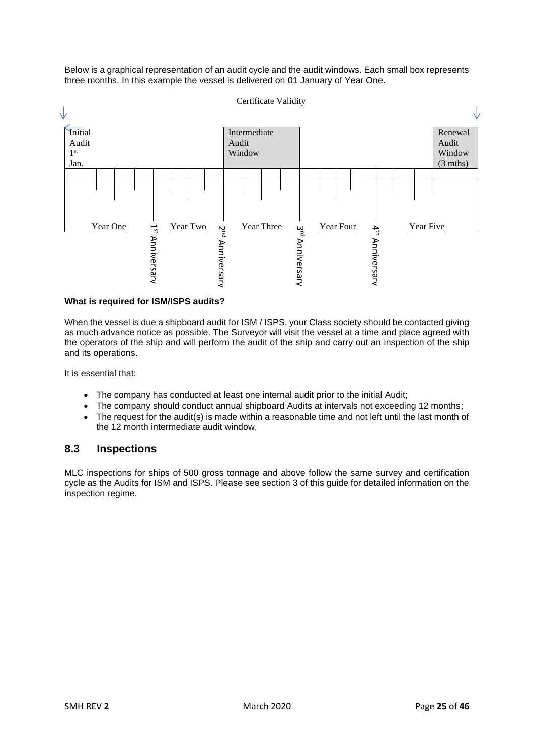Below is a graphical representation of an audit cycle and the audit windows. Each small box represents three months. In this example the vessel is delivered on 01 January of Year One.

Certificate Validity

| Initial Audit 1st Jan. | | | | | | | | Intermediate Audit Window | | | | | | | | | | | | Renewal Audit Window (3 mths) |
|---|---|---|---|---|---|---|---|---|---|---|---|---|---|---|---|---|---|---|---|---|
| Year One | | | | 1st Anniversary Year Two | | | | 2nd Anniversary Year Three | | | | 3rd Anniversary Year Four | | | | 4th Anniversary Year Five | | | | |

**What is required for ISM/ISPS audits?**

When the vessel is due a shipboard audit for ISM / ISPS, your Class society should be contacted giving as much advance notice as possible. The Surveyor will visit the vessel at a time and place agreed with the operators of the ship and will perform the audit of the ship and carry out an inspection of the ship and its operations.

It is essential that:

- The company has conducted at least one internal audit prior to the initial Audit;
- The company should conduct annual shipboard Audits at intervals not exceeding 12 months;
- The request for the audit(s) is made within a reasonable time and not left until the last month of the 12 month intermediate audit window.

## 8.3 Inspections

MLC inspections for ships of 500 gross tonnage and above follow the same survey and certification cycle as the Audits for ISM and ISPS. Please see section 3 of this guide for detailed information on the inspection regime.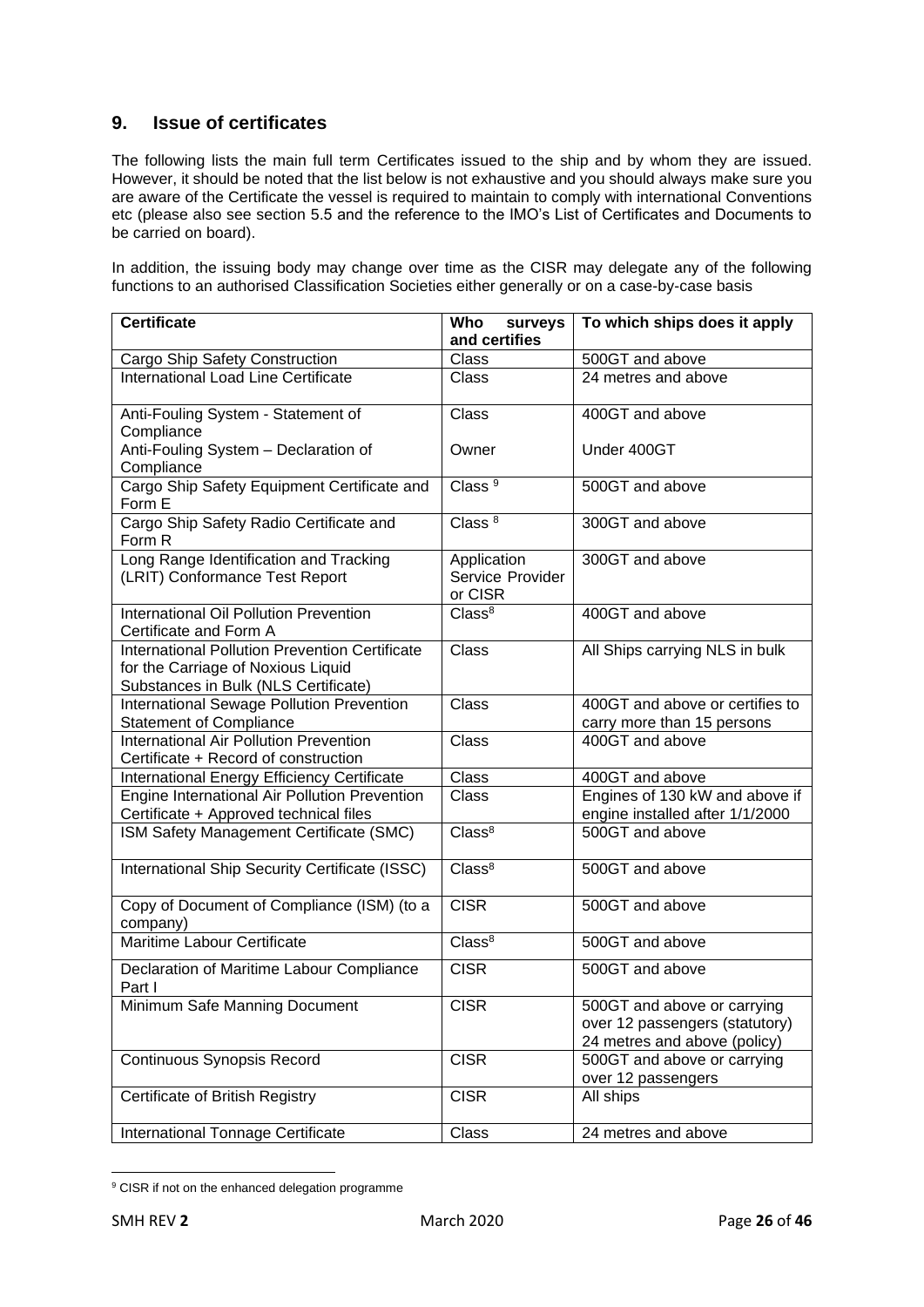## 9. Issue of certificates

The following lists the main full term Certificates issued to the ship and by whom they are issued. However, it should be noted that the list below is not exhaustive and you should always make sure you are aware of the Certificate the vessel is required to maintain to comply with international Conventions etc (please also see section 5.5 and the reference to the IMO's List of Certificates and Documents to be carried on board).

In addition, the issuing body may change over time as the CISR may delegate any of the following functions to an authorised Classification Societies either generally or on a case-by-case basis

| Certificate | Who surveys and certifies | To which ships does it apply |
|---|---|---|
| Cargo Ship Safety Construction | Class | 500GT and above |
| International Load Line Certificate | Class | 24 metres and above |
| Anti-Fouling System - Statement of Compliance | Class | 400GT and above |
| Anti-Fouling System – Declaration of Compliance | Owner | Under 400GT |
| Cargo Ship Safety Equipment Certificate and Form E | Class [9] | 500GT and above |
| Cargo Ship Safety Radio Certificate and Form R | Class [8] | 300GT and above |
| Long Range Identification and Tracking (LRIT) Conformance Test Report | Application Service Provider or CISR | 300GT and above |
| International Oil Pollution Prevention Certificate and Form A | Class[8] | 400GT and above |
| International Pollution Prevention Certificate for the Carriage of Noxious Liquid Substances in Bulk (NLS Certificate) | Class | All Ships carrying NLS in bulk |
| International Sewage Pollution Prevention Statement of Compliance | Class | 400GT and above or certifies to carry more than 15 persons |
| International Air Pollution Prevention Certificate + Record of construction | Class | 400GT and above |
| International Energy Efficiency Certificate | Class | 400GT and above |
| Engine International Air Pollution Prevention Certificate + Approved technical files | Class | Engines of 130 kW and above if engine installed after 1/1/2000 |
| ISM Safety Management Certificate (SMC) | Class[8] | 500GT and above |
| International Ship Security Certificate (ISSC) | Class[8] | 500GT and above |
| Copy of Document of Compliance (ISM) (to a company) | CISR | 500GT and above |
| Maritime Labour Certificate | Class[8] | 500GT and above |
| Declaration of Maritime Labour Compliance Part I | CISR | 500GT and above |
| Minimum Safe Manning Document | CISR | 500GT and above or carrying over 12 passengers (statutory) 24 metres and above (policy) |
| Continuous Synopsis Record | CISR | 500GT and above or carrying over 12 passengers |
| Certificate of British Registry | CISR | All ships |
| International Tonnage Certificate | Class | 24 metres and above |

[9] CISR if not on the enhanced delegation programme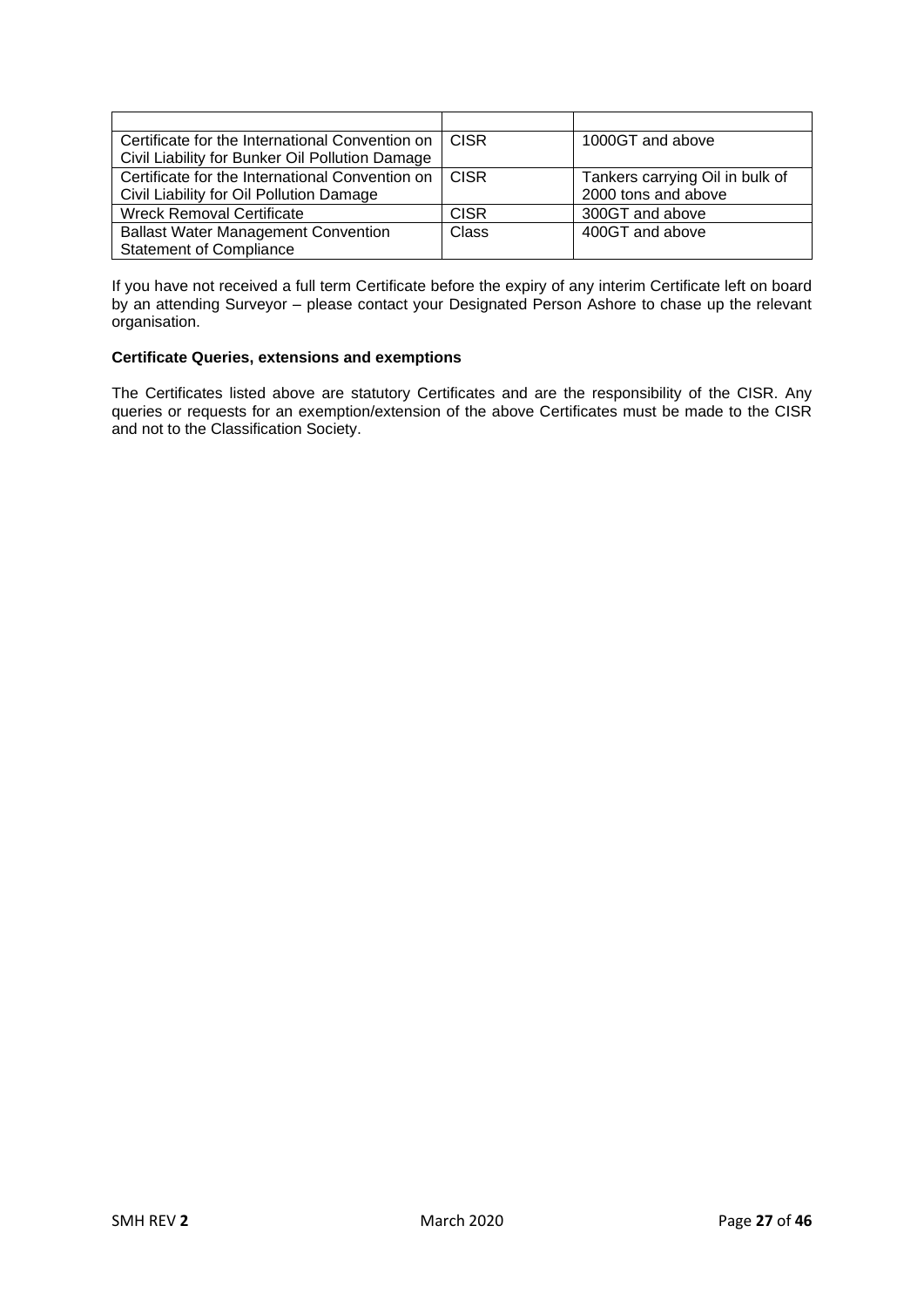| | | |
|---|---|---|
| Certificate for the International Convention on Civil Liability for Bunker Oil Pollution Damage | CISR | 1000GT and above |
| Certificate for the International Convention on Civil Liability for Oil Pollution Damage | CISR | Tankers carrying Oil in bulk of 2000 tons and above |
| Wreck Removal Certificate | CISR | 300GT and above |
| Ballast Water Management Convention Statement of Compliance | Class | 400GT and above |

If you have not received a full term Certificate before the expiry of any interim Certificate left on board by an attending Surveyor – please contact your Designated Person Ashore to chase up the relevant organisation.

**Certificate Queries, extensions and exemptions**

The Certificates listed above are statutory Certificates and are the responsibility of the CISR. Any queries or requests for an exemption/extension of the above Certificates must be made to the CISR and not to the Classification Society.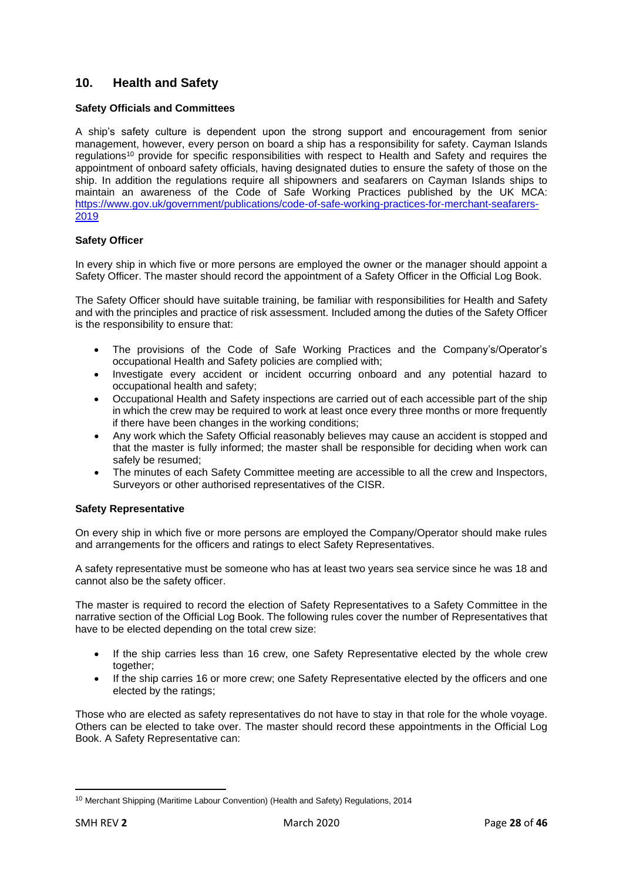## 10. Health and Safety

**Safety Officials and Committees**

A ship's safety culture is dependent upon the strong support and encouragement from senior management, however, every person on board a ship has a responsibility for safety. Cayman Islands regulations[10] provide for specific responsibilities with respect to Health and Safety and requires the appointment of onboard safety officials, having designated duties to ensure the safety of those on the ship. In addition the regulations require all shipowners and seafarers on Cayman Islands ships to maintain an awareness of the Code of Safe Working Practices published by the UK MCA: [https://www.gov.uk/government/publications/code-of-safe-working-practices-for-merchant-seafarers-2019](https://www.gov.uk/government/publications/code-of-safe-working-practices-for-merchant-seafarers-2019)

**Safety Officer**

In every ship in which five or more persons are employed the owner or the manager should appoint a Safety Officer. The master should record the appointment of a Safety Officer in the Official Log Book.

The Safety Officer should have suitable training, be familiar with responsibilities for Health and Safety and with the principles and practice of risk assessment. Included among the duties of the Safety Officer is the responsibility to ensure that:

- The provisions of the Code of Safe Working Practices and the Company's/Operator's occupational Health and Safety policies are complied with;
- Investigate every accident or incident occurring onboard and any potential hazard to occupational health and safety;
- Occupational Health and Safety inspections are carried out of each accessible part of the ship in which the crew may be required to work at least once every three months or more frequently if there have been changes in the working conditions;
- Any work which the Safety Official reasonably believes may cause an accident is stopped and that the master is fully informed; the master shall be responsible for deciding when work can safely be resumed;
- The minutes of each Safety Committee meeting are accessible to all the crew and Inspectors, Surveyors or other authorised representatives of the CISR.

**Safety Representative**

On every ship in which five or more persons are employed the Company/Operator should make rules and arrangements for the officers and ratings to elect Safety Representatives.

A safety representative must be someone who has at least two years sea service since he was 18 and cannot also be the safety officer.

The master is required to record the election of Safety Representatives to a Safety Committee in the narrative section of the Official Log Book. The following rules cover the number of Representatives that have to be elected depending on the total crew size:

- If the ship carries less than 16 crew, one Safety Representative elected by the whole crew together;
- If the ship carries 16 or more crew; one Safety Representative elected by the officers and one elected by the ratings;

Those who are elected as safety representatives do not have to stay in that role for the whole voyage. Others can be elected to take over. The master should record these appointments in the Official Log Book. A Safety Representative can:

---

[10] Merchant Shipping (Maritime Labour Convention) (Health and Safety) Regulations, 2014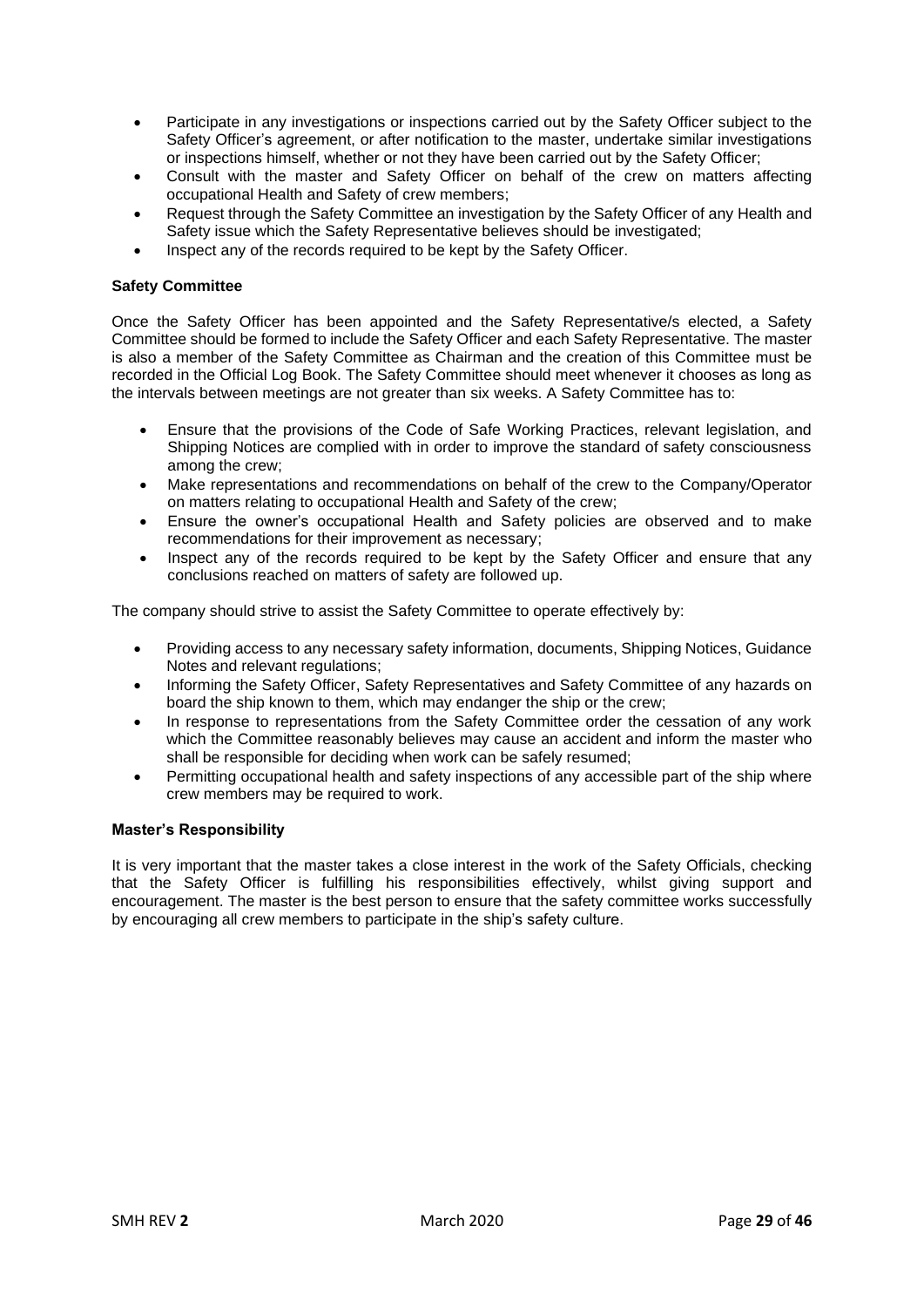- Participate in any investigations or inspections carried out by the Safety Officer subject to the Safety Officer's agreement, or after notification to the master, undertake similar investigations or inspections himself, whether or not they have been carried out by the Safety Officer;
- Consult with the master and Safety Officer on behalf of the crew on matters affecting occupational Health and Safety of crew members;
- Request through the Safety Committee an investigation by the Safety Officer of any Health and Safety issue which the Safety Representative believes should be investigated;
- Inspect any of the records required to be kept by the Safety Officer.

**Safety Committee**

Once the Safety Officer has been appointed and the Safety Representative/s elected, a Safety Committee should be formed to include the Safety Officer and each Safety Representative. The master is also a member of the Safety Committee as Chairman and the creation of this Committee must be recorded in the Official Log Book. The Safety Committee should meet whenever it chooses as long as the intervals between meetings are not greater than six weeks. A Safety Committee has to:

- Ensure that the provisions of the Code of Safe Working Practices, relevant legislation, and Shipping Notices are complied with in order to improve the standard of safety consciousness among the crew;
- Make representations and recommendations on behalf of the crew to the Company/Operator on matters relating to occupational Health and Safety of the crew;
- Ensure the owner's occupational Health and Safety policies are observed and to make recommendations for their improvement as necessary;
- Inspect any of the records required to be kept by the Safety Officer and ensure that any conclusions reached on matters of safety are followed up.

The company should strive to assist the Safety Committee to operate effectively by:

- Providing access to any necessary safety information, documents, Shipping Notices, Guidance Notes and relevant regulations;
- Informing the Safety Officer, Safety Representatives and Safety Committee of any hazards on board the ship known to them, which may endanger the ship or the crew;
- In response to representations from the Safety Committee order the cessation of any work which the Committee reasonably believes may cause an accident and inform the master who shall be responsible for deciding when work can be safely resumed;
- Permitting occupational health and safety inspections of any accessible part of the ship where crew members may be required to work.

**Master's Responsibility**

It is very important that the master takes a close interest in the work of the Safety Officials, checking that the Safety Officer is fulfilling his responsibilities effectively, whilst giving support and encouragement. The master is the best person to ensure that the safety committee works successfully by encouraging all crew members to participate in the ship's safety culture.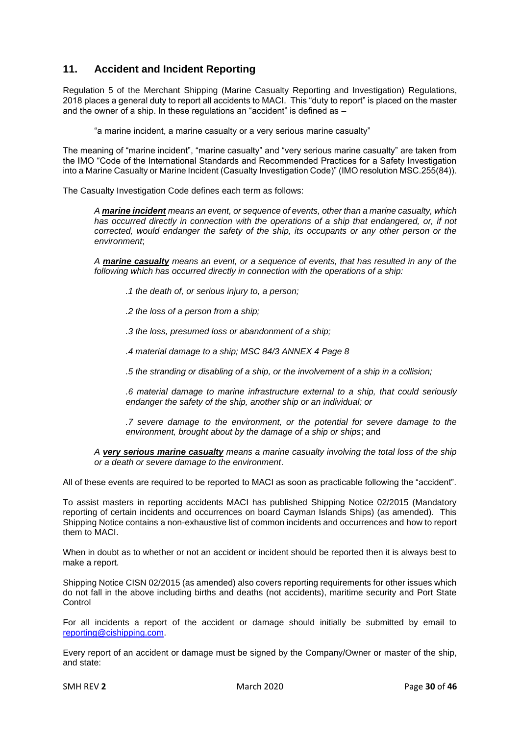## 11. Accident and Incident Reporting

Regulation 5 of the Merchant Shipping (Marine Casualty Reporting and Investigation) Regulations, 2018 places a general duty to report all accidents to MACI. This "duty to report" is placed on the master and the owner of a ship. In these regulations an "accident" is defined as –

> "a marine incident, a marine casualty or a very serious marine casualty"

The meaning of "marine incident", "marine casualty" and "very serious marine casualty" are taken from the IMO "Code of the International Standards and Recommended Practices for a Safety Investigation into a Marine Casualty or Marine Incident (Casualty Investigation Code)" (IMO resolution MSC.255(84)).

The Casualty Investigation Code defines each term as follows:

> *A **marine incident** means an event, or sequence of events, other than a marine casualty, which has occurred directly in connection with the operations of a ship that endangered, or, if not corrected, would endanger the safety of the ship, its occupants or any other person or the environment*;
>
> *A **marine casualty** means an event, or a sequence of events, that has resulted in any of the following which has occurred directly in connection with the operations of a ship:*
>
> *.1 the death of, or serious injury to, a person;*
>
> *.2 the loss of a person from a ship;*
>
> *.3 the loss, presumed loss or abandonment of a ship;*
>
> *.4 material damage to a ship; MSC 84/3 ANNEX 4 Page 8*
>
> *.5 the stranding or disabling of a ship, or the involvement of a ship in a collision;*
>
> *.6 material damage to marine infrastructure external to a ship, that could seriously endanger the safety of the ship, another ship or an individual; or*
>
> *.7 severe damage to the environment, or the potential for severe damage to the environment, brought about by the damage of a ship or ships*; and
>
> *A **very serious marine casualty** means a marine casualty involving the total loss of the ship or a death or severe damage to the environment*.

All of these events are required to be reported to MACI as soon as practicable following the "accident".

To assist masters in reporting accidents MACI has published Shipping Notice 02/2015 (Mandatory reporting of certain incidents and occurrences on board Cayman Islands Ships) (as amended). This Shipping Notice contains a non-exhaustive list of common incidents and occurrences and how to report them to MACI.

When in doubt as to whether or not an accident or incident should be reported then it is always best to make a report.

Shipping Notice CISN 02/2015 (as amended) also covers reporting requirements for other issues which do not fall in the above including births and deaths (not accidents), maritime security and Port State Control

For all incidents a report of the accident or damage should initially be submitted by email to reporting@cishipping.com.

Every report of an accident or damage must be signed by the Company/Owner or master of the ship, and state: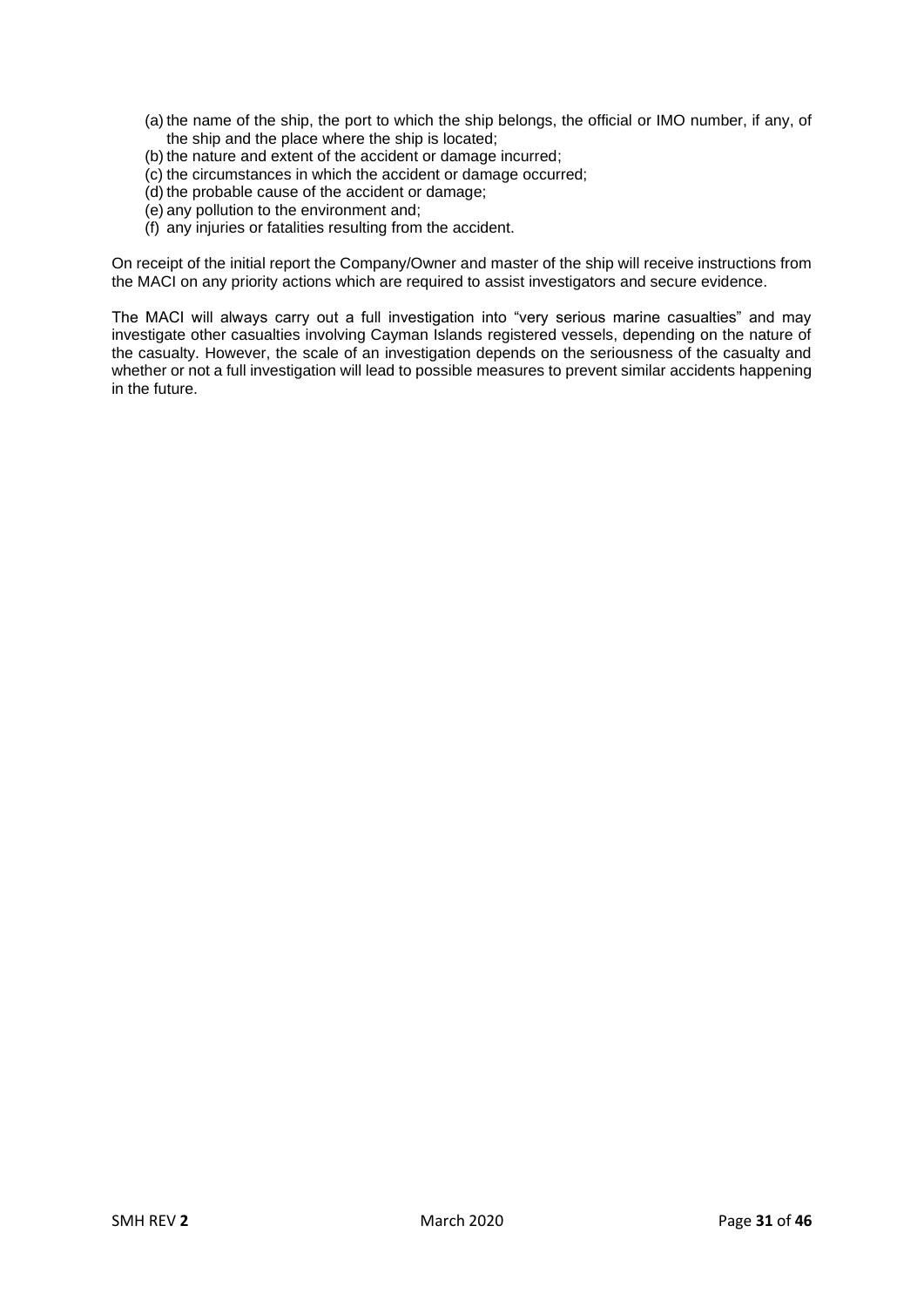(a) the name of the ship, the port to which the ship belongs, the official or IMO number, if any, of the ship and the place where the ship is located;
(b) the nature and extent of the accident or damage incurred;
(c) the circumstances in which the accident or damage occurred;
(d) the probable cause of the accident or damage;
(e) any pollution to the environment and;
(f) any injuries or fatalities resulting from the accident.

On receipt of the initial report the Company/Owner and master of the ship will receive instructions from the MACI on any priority actions which are required to assist investigators and secure evidence.

The MACI will always carry out a full investigation into "very serious marine casualties" and may investigate other casualties involving Cayman Islands registered vessels, depending on the nature of the casualty. However, the scale of an investigation depends on the seriousness of the casualty and whether or not a full investigation will lead to possible measures to prevent similar accidents happening in the future.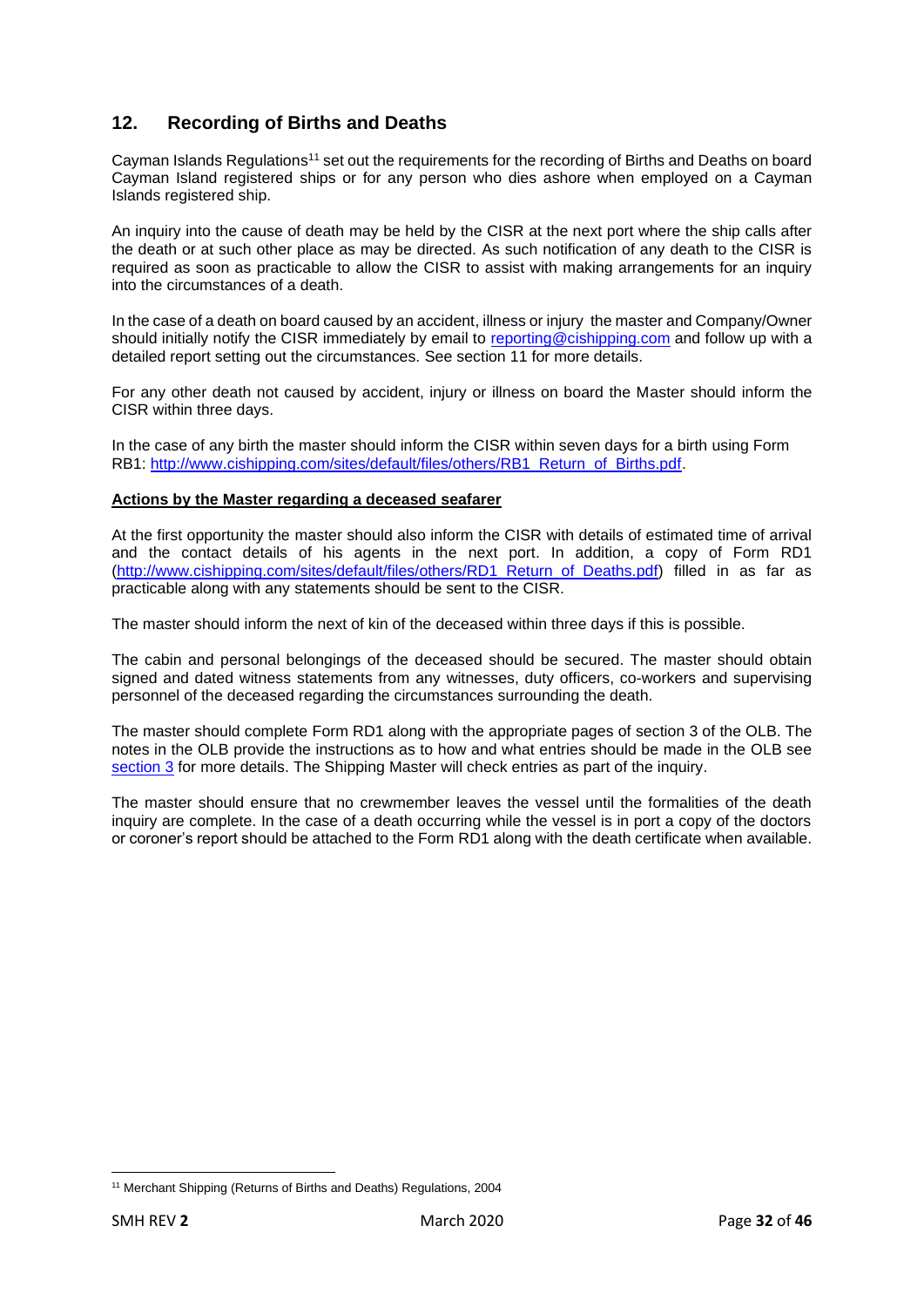## 12. Recording of Births and Deaths

Cayman Islands Regulations[11] set out the requirements for the recording of Births and Deaths on board Cayman Island registered ships or for any person who dies ashore when employed on a Cayman Islands registered ship.

An inquiry into the cause of death may be held by the CISR at the next port where the ship calls after the death or at such other place as may be directed. As such notification of any death to the CISR is required as soon as practicable to allow the CISR to assist with making arrangements for an inquiry into the circumstances of a death.

In the case of a death on board caused by an accident, illness or injury the master and Company/Owner should initially notify the CISR immediately by email to reporting@cishipping.com and follow up with a detailed report setting out the circumstances. See section 11 for more details.

For any other death not caused by accident, injury or illness on board the Master should inform the CISR within three days.

In the case of any birth the master should inform the CISR within seven days for a birth using Form RB1: http://www.cishipping.com/sites/default/files/others/RB1_Return_of_Births.pdf.

**Actions by the Master regarding a deceased seafarer**

At the first opportunity the master should also inform the CISR with details of estimated time of arrival and the contact details of his agents in the next port. In addition, a copy of Form RD1 (http://www.cishipping.com/sites/default/files/others/RD1_Return_of_Deaths.pdf) filled in as far as practicable along with any statements should be sent to the CISR.

The master should inform the next of kin of the deceased within three days if this is possible.

The cabin and personal belongings of the deceased should be secured. The master should obtain signed and dated witness statements from any witnesses, duty officers, co-workers and supervising personnel of the deceased regarding the circumstances surrounding the death.

The master should complete Form RD1 along with the appropriate pages of section 3 of the OLB. The notes in the OLB provide the instructions as to how and what entries should be made in the OLB see section 3 for more details. The Shipping Master will check entries as part of the inquiry.

The master should ensure that no crewmember leaves the vessel until the formalities of the death inquiry are complete. In the case of a death occurring while the vessel is in port a copy of the doctors or coroner's report should be attached to the Form RD1 along with the death certificate when available.

---

[11] Merchant Shipping (Returns of Births and Deaths) Regulations, 2004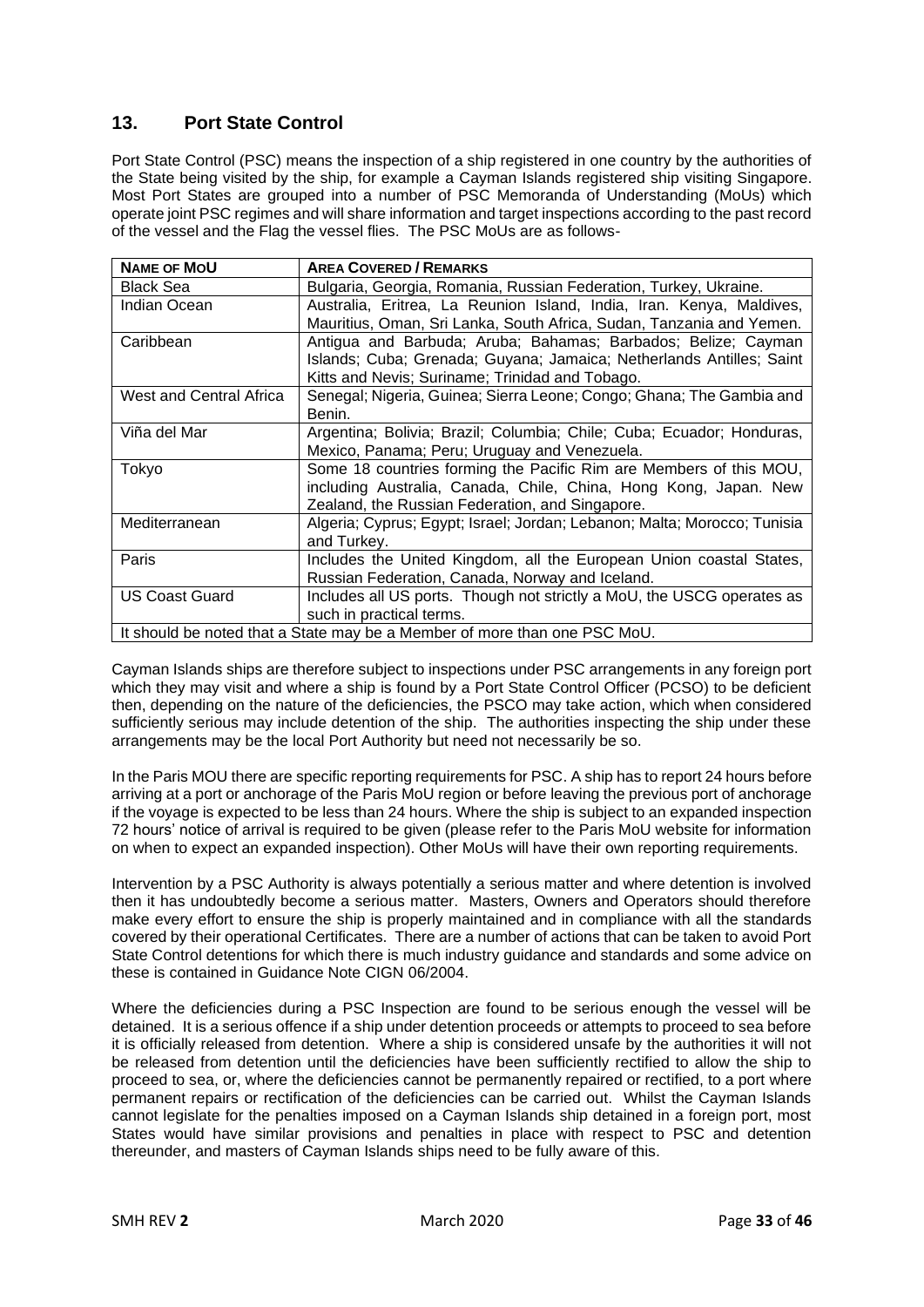## 13. Port State Control

Port State Control (PSC) means the inspection of a ship registered in one country by the authorities of the State being visited by the ship, for example a Cayman Islands registered ship visiting Singapore. Most Port States are grouped into a number of PSC Memoranda of Understanding (MoUs) which operate joint PSC regimes and will share information and target inspections according to the past record of the vessel and the Flag the vessel flies. The PSC MoUs are as follows-

| **NAME OF MOU** | **AREA COVERED / REMARKS** |
|---|---|
| Black Sea | Bulgaria, Georgia, Romania, Russian Federation, Turkey, Ukraine. |
| Indian Ocean | Australia, Eritrea, La Reunion Island, India, Iran. Kenya, Maldives, Mauritius, Oman, Sri Lanka, South Africa, Sudan, Tanzania and Yemen. |
| Caribbean | Antigua and Barbuda; Aruba; Bahamas; Barbados; Belize; Cayman Islands; Cuba; Grenada; Guyana; Jamaica; Netherlands Antilles; Saint Kitts and Nevis; Suriname; Trinidad and Tobago. |
| West and Central Africa | Senegal; Nigeria, Guinea; Sierra Leone; Congo; Ghana; The Gambia and Benin. |
| Viña del Mar | Argentina; Bolivia; Brazil; Columbia; Chile; Cuba; Ecuador; Honduras, Mexico, Panama; Peru; Uruguay and Venezuela. |
| Tokyo | Some 18 countries forming the Pacific Rim are Members of this MOU, including Australia, Canada, Chile, China, Hong Kong, Japan. New Zealand, the Russian Federation, and Singapore. |
| Mediterranean | Algeria; Cyprus; Egypt; Israel; Jordan; Lebanon; Malta; Morocco; Tunisia and Turkey. |
| Paris | Includes the United Kingdom, all the European Union coastal States, Russian Federation, Canada, Norway and Iceland. |
| US Coast Guard | Includes all US ports. Though not strictly a MoU, the USCG operates as such in practical terms. |
| It should be noted that a State may be a Member of more than one PSC MoU. | |

Cayman Islands ships are therefore subject to inspections under PSC arrangements in any foreign port which they may visit and where a ship is found by a Port State Control Officer (PCSO) to be deficient then, depending on the nature of the deficiencies, the PSCO may take action, which when considered sufficiently serious may include detention of the ship. The authorities inspecting the ship under these arrangements may be the local Port Authority but need not necessarily be so.

In the Paris MOU there are specific reporting requirements for PSC. A ship has to report 24 hours before arriving at a port or anchorage of the Paris MoU region or before leaving the previous port of anchorage if the voyage is expected to be less than 24 hours. Where the ship is subject to an expanded inspection 72 hours' notice of arrival is required to be given (please refer to the Paris MoU website for information on when to expect an expanded inspection). Other MoUs will have their own reporting requirements.

Intervention by a PSC Authority is always potentially a serious matter and where detention is involved then it has undoubtedly become a serious matter. Masters, Owners and Operators should therefore make every effort to ensure the ship is properly maintained and in compliance with all the standards covered by their operational Certificates. There are a number of actions that can be taken to avoid Port State Control detentions for which there is much industry guidance and standards and some advice on these is contained in Guidance Note CIGN 06/2004.

Where the deficiencies during a PSC Inspection are found to be serious enough the vessel will be detained. It is a serious offence if a ship under detention proceeds or attempts to proceed to sea before it is officially released from detention. Where a ship is considered unsafe by the authorities it will not be released from detention until the deficiencies have been sufficiently rectified to allow the ship to proceed to sea, or, where the deficiencies cannot be permanently repaired or rectified, to a port where permanent repairs or rectification of the deficiencies can be carried out. Whilst the Cayman Islands cannot legislate for the penalties imposed on a Cayman Islands ship detained in a foreign port, most States would have similar provisions and penalties in place with respect to PSC and detention thereunder, and masters of Cayman Islands ships need to be fully aware of this.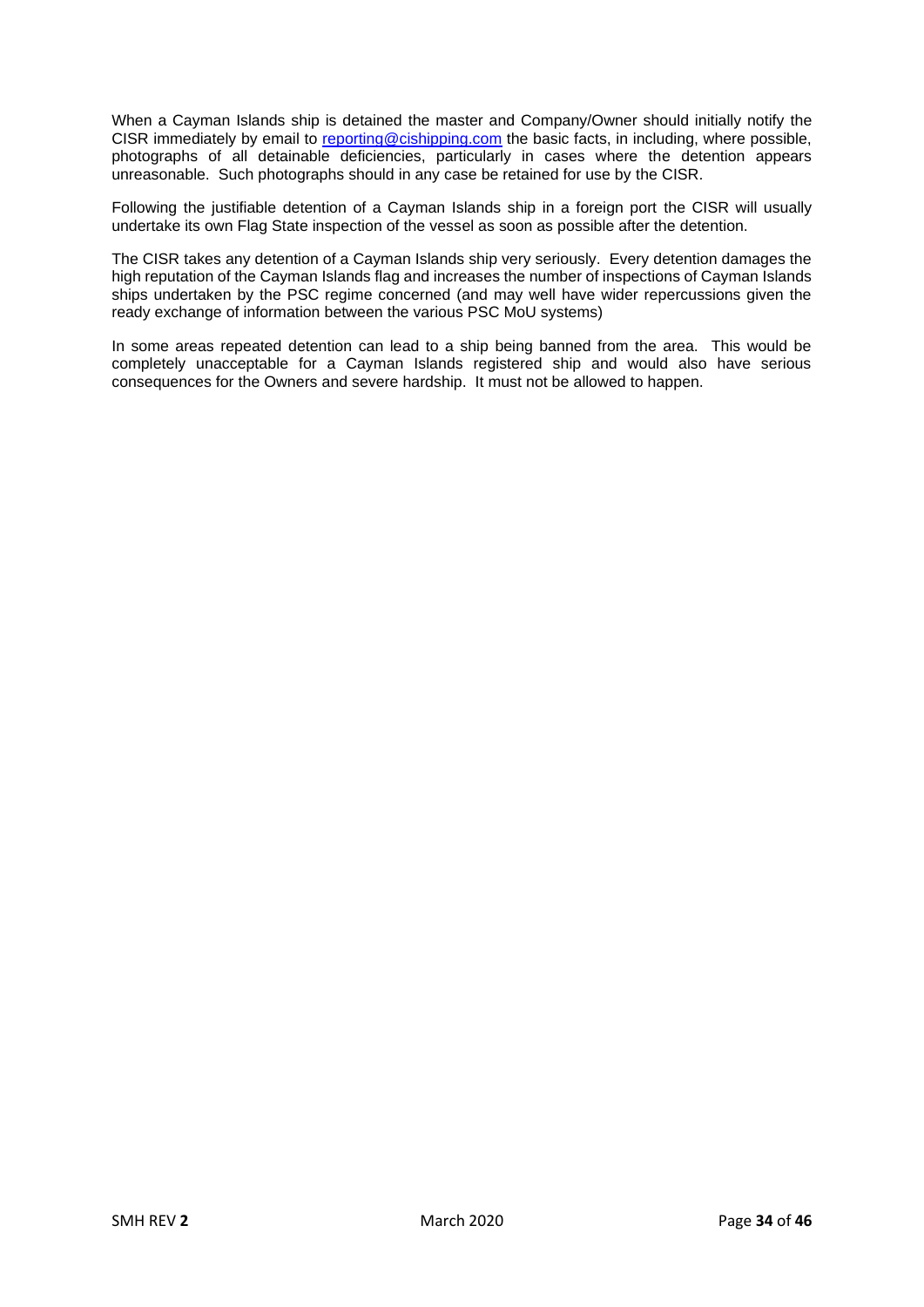When a Cayman Islands ship is detained the master and Company/Owner should initially notify the CISR immediately by email to reporting@cishipping.com the basic facts, in including, where possible, photographs of all detainable deficiencies, particularly in cases where the detention appears unreasonable. Such photographs should in any case be retained for use by the CISR.

Following the justifiable detention of a Cayman Islands ship in a foreign port the CISR will usually undertake its own Flag State inspection of the vessel as soon as possible after the detention.

The CISR takes any detention of a Cayman Islands ship very seriously. Every detention damages the high reputation of the Cayman Islands flag and increases the number of inspections of Cayman Islands ships undertaken by the PSC regime concerned (and may well have wider repercussions given the ready exchange of information between the various PSC MoU systems)

In some areas repeated detention can lead to a ship being banned from the area. This would be completely unacceptable for a Cayman Islands registered ship and would also have serious consequences for the Owners and severe hardship. It must not be allowed to happen.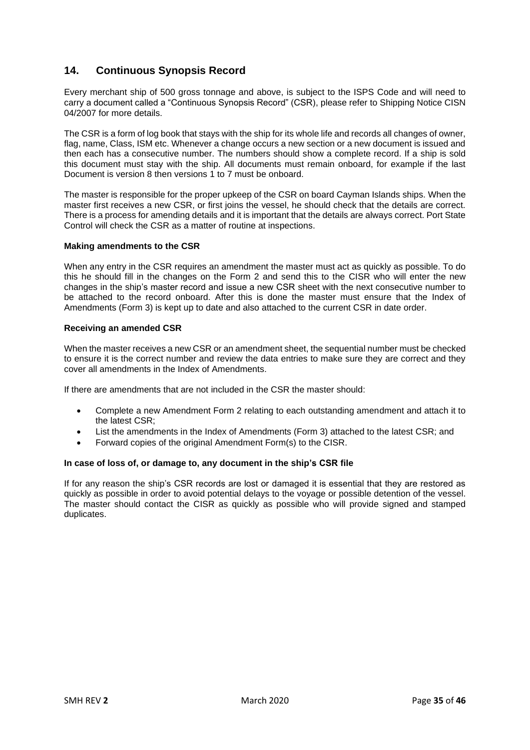## 14. Continuous Synopsis Record

Every merchant ship of 500 gross tonnage and above, is subject to the ISPS Code and will need to carry a document called a "Continuous Synopsis Record" (CSR), please refer to Shipping Notice CISN 04/2007 for more details.

The CSR is a form of log book that stays with the ship for its whole life and records all changes of owner, flag, name, Class, ISM etc. Whenever a change occurs a new section or a new document is issued and then each has a consecutive number. The numbers should show a complete record. If a ship is sold this document must stay with the ship. All documents must remain onboard, for example if the last Document is version 8 then versions 1 to 7 must be onboard.

The master is responsible for the proper upkeep of the CSR on board Cayman Islands ships. When the master first receives a new CSR, or first joins the vessel, he should check that the details are correct. There is a process for amending details and it is important that the details are always correct. Port State Control will check the CSR as a matter of routine at inspections.

**Making amendments to the CSR**

When any entry in the CSR requires an amendment the master must act as quickly as possible. To do this he should fill in the changes on the Form 2 and send this to the CISR who will enter the new changes in the ship's master record and issue a new CSR sheet with the next consecutive number to be attached to the record onboard. After this is done the master must ensure that the Index of Amendments (Form 3) is kept up to date and also attached to the current CSR in date order.

**Receiving an amended CSR**

When the master receives a new CSR or an amendment sheet, the sequential number must be checked to ensure it is the correct number and review the data entries to make sure they are correct and they cover all amendments in the Index of Amendments.

If there are amendments that are not included in the CSR the master should:

- Complete a new Amendment Form 2 relating to each outstanding amendment and attach it to the latest CSR;
- List the amendments in the Index of Amendments (Form 3) attached to the latest CSR; and
- Forward copies of the original Amendment Form(s) to the CISR.

**In case of loss of, or damage to, any document in the ship's CSR file**

If for any reason the ship's CSR records are lost or damaged it is essential that they are restored as quickly as possible in order to avoid potential delays to the voyage or possible detention of the vessel. The master should contact the CISR as quickly as possible who will provide signed and stamped duplicates.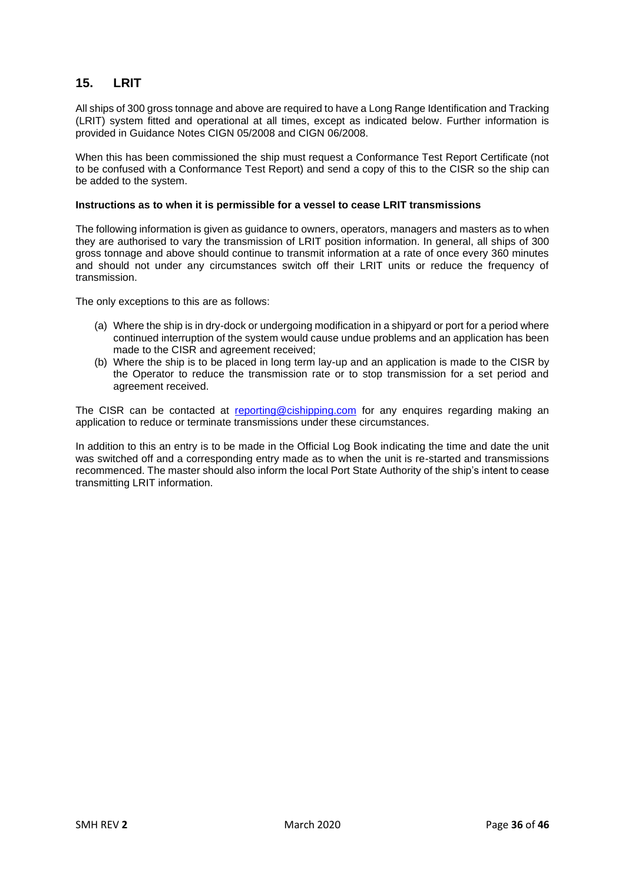## 15. LRIT

All ships of 300 gross tonnage and above are required to have a Long Range Identification and Tracking (LRIT) system fitted and operational at all times, except as indicated below. Further information is provided in Guidance Notes CIGN 05/2008 and CIGN 06/2008.

When this has been commissioned the ship must request a Conformance Test Report Certificate (not to be confused with a Conformance Test Report) and send a copy of this to the CISR so the ship can be added to the system.

**Instructions as to when it is permissible for a vessel to cease LRIT transmissions**

The following information is given as guidance to owners, operators, managers and masters as to when they are authorised to vary the transmission of LRIT position information. In general, all ships of 300 gross tonnage and above should continue to transmit information at a rate of once every 360 minutes and should not under any circumstances switch off their LRIT units or reduce the frequency of transmission.

The only exceptions to this are as follows:

(a) Where the ship is in dry-dock or undergoing modification in a shipyard or port for a period where continued interruption of the system would cause undue problems and an application has been made to the CISR and agreement received;
(b) Where the ship is to be placed in long term lay-up and an application is made to the CISR by the Operator to reduce the transmission rate or to stop transmission for a set period and agreement received.

The CISR can be contacted at reporting@cishipping.com for any enquires regarding making an application to reduce or terminate transmissions under these circumstances.

In addition to this an entry is to be made in the Official Log Book indicating the time and date the unit was switched off and a corresponding entry made as to when the unit is re-started and transmissions recommenced. The master should also inform the local Port State Authority of the ship's intent to cease transmitting LRIT information.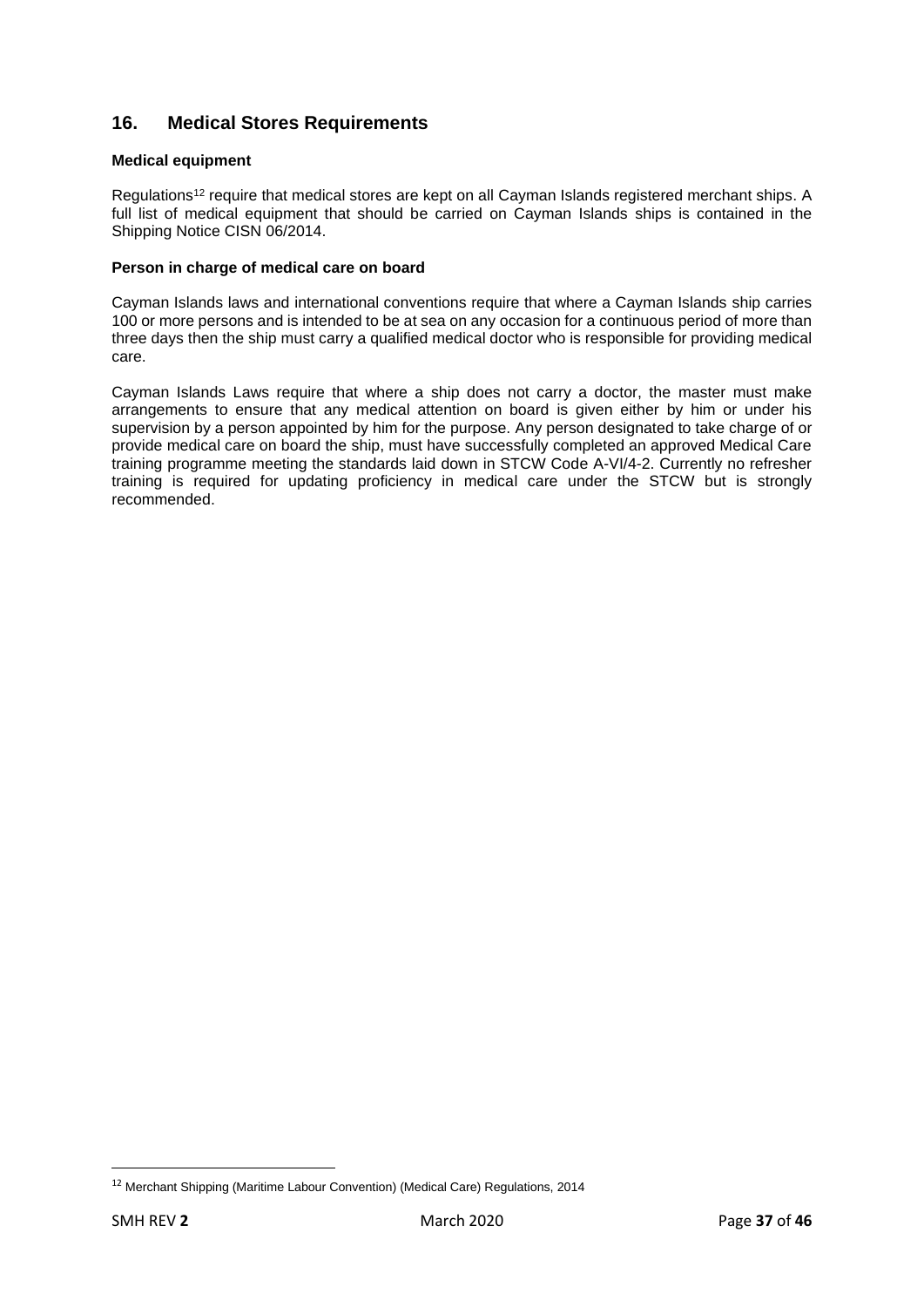## 16. Medical Stores Requirements

**Medical equipment**

Regulations[12] require that medical stores are kept on all Cayman Islands registered merchant ships. A full list of medical equipment that should be carried on Cayman Islands ships is contained in the Shipping Notice CISN 06/2014.

**Person in charge of medical care on board**

Cayman Islands laws and international conventions require that where a Cayman Islands ship carries 100 or more persons and is intended to be at sea on any occasion for a continuous period of more than three days then the ship must carry a qualified medical doctor who is responsible for providing medical care.

Cayman Islands Laws require that where a ship does not carry a doctor, the master must make arrangements to ensure that any medical attention on board is given either by him or under his supervision by a person appointed by him for the purpose. Any person designated to take charge of or provide medical care on board the ship, must have successfully completed an approved Medical Care training programme meeting the standards laid down in STCW Code A-VI/4-2. Currently no refresher training is required for updating proficiency in medical care under the STCW but is strongly recommended.

[12] Merchant Shipping (Maritime Labour Convention) (Medical Care) Regulations, 2014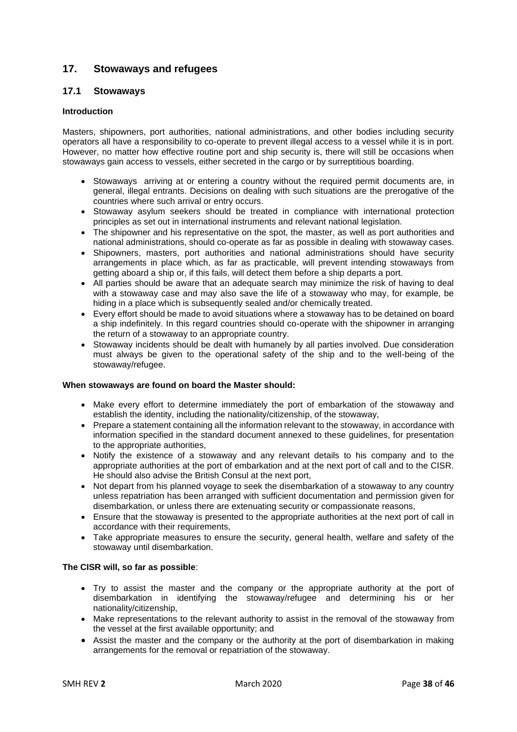## 17. Stowaways and refugees

### 17.1 Stowaways

**Introduction**

Masters, shipowners, port authorities, national administrations, and other bodies including security operators all have a responsibility to co-operate to prevent illegal access to a vessel while it is in port. However, no matter how effective routine port and ship security is, there will still be occasions when stowaways gain access to vessels, either secreted in the cargo or by surreptitious boarding.

- Stowaways arriving at or entering a country without the required permit documents are, in general, illegal entrants. Decisions on dealing with such situations are the prerogative of the countries where such arrival or entry occurs.
- Stowaway asylum seekers should be treated in compliance with international protection principles as set out in international instruments and relevant national legislation.
- The shipowner and his representative on the spot, the master, as well as port authorities and national administrations, should co-operate as far as possible in dealing with stowaway cases.
- Shipowners, masters, port authorities and national administrations should have security arrangements in place which, as far as practicable, will prevent intending stowaways from getting aboard a ship or, if this fails, will detect them before a ship departs a port.
- All parties should be aware that an adequate search may minimize the risk of having to deal with a stowaway case and may also save the life of a stowaway who may, for example, be hiding in a place which is subsequently sealed and/or chemically treated.
- Every effort should be made to avoid situations where a stowaway has to be detained on board a ship indefinitely. In this regard countries should co-operate with the shipowner in arranging the return of a stowaway to an appropriate country.
- Stowaway incidents should be dealt with humanely by all parties involved. Due consideration must always be given to the operational safety of the ship and to the well-being of the stowaway/refugee.

**When stowaways are found on board the Master should:**

- Make every effort to determine immediately the port of embarkation of the stowaway and establish the identity, including the nationality/citizenship, of the stowaway,
- Prepare a statement containing all the information relevant to the stowaway, in accordance with information specified in the standard document annexed to these guidelines, for presentation to the appropriate authorities,
- Notify the existence of a stowaway and any relevant details to his company and to the appropriate authorities at the port of embarkation and at the next port of call and to the CISR. He should also advise the British Consul at the next port,
- Not depart from his planned voyage to seek the disembarkation of a stowaway to any country unless repatriation has been arranged with sufficient documentation and permission given for disembarkation, or unless there are extenuating security or compassionate reasons,
- Ensure that the stowaway is presented to the appropriate authorities at the next port of call in accordance with their requirements,
- Take appropriate measures to ensure the security, general health, welfare and safety of the stowaway until disembarkation.

**The CISR will, so far as possible**:

- Try to assist the master and the company or the appropriate authority at the port of disembarkation in identifying the stowaway/refugee and determining his or her nationality/citizenship,
- Make representations to the relevant authority to assist in the removal of the stowaway from the vessel at the first available opportunity; and
- Assist the master and the company or the authority at the port of disembarkation in making arrangements for the removal or repatriation of the stowaway.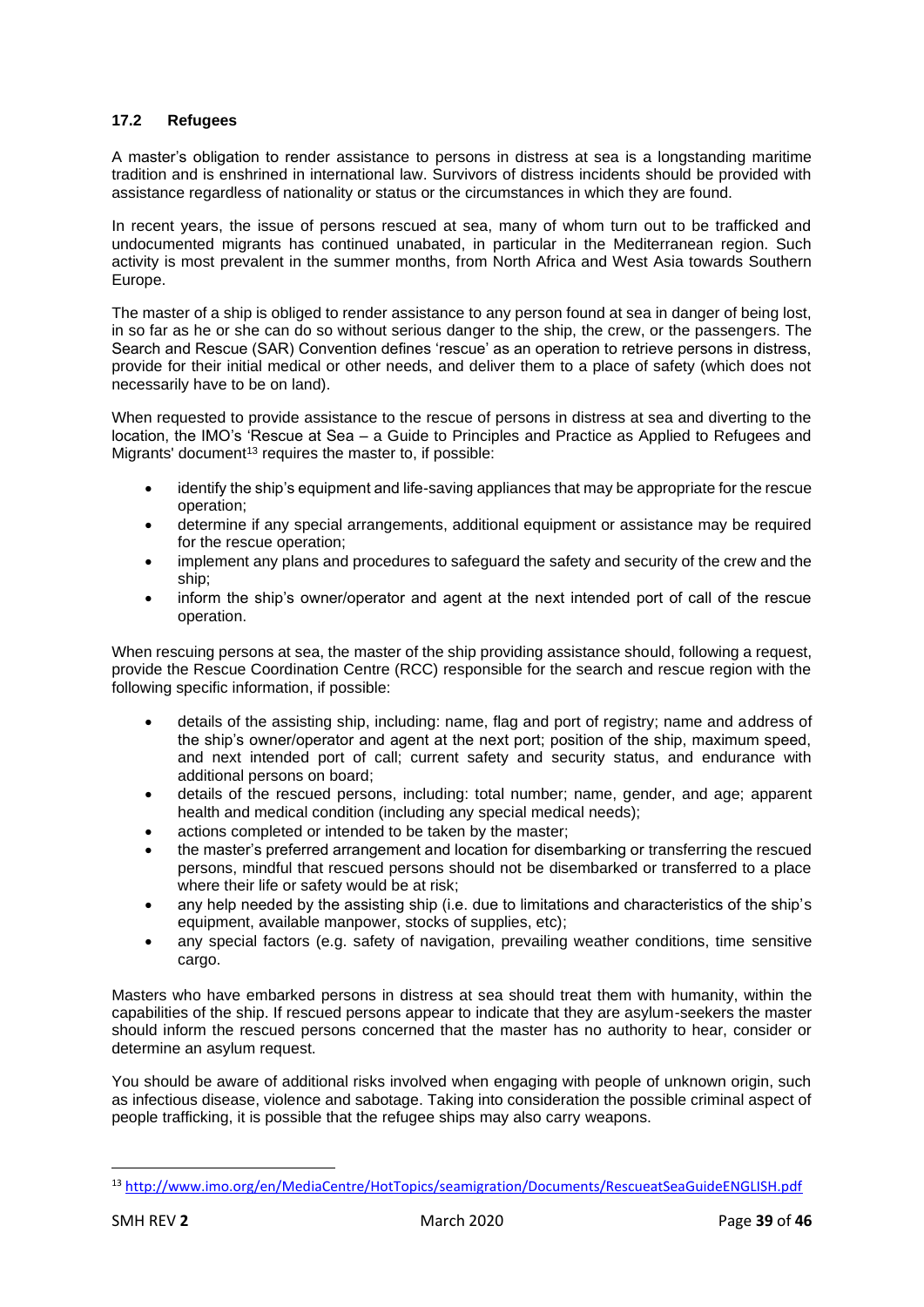### 17.2 Refugees

A master's obligation to render assistance to persons in distress at sea is a longstanding maritime tradition and is enshrined in international law. Survivors of distress incidents should be provided with assistance regardless of nationality or status or the circumstances in which they are found.

In recent years, the issue of persons rescued at sea, many of whom turn out to be trafficked and undocumented migrants has continued unabated, in particular in the Mediterranean region. Such activity is most prevalent in the summer months, from North Africa and West Asia towards Southern Europe.

The master of a ship is obliged to render assistance to any person found at sea in danger of being lost, in so far as he or she can do so without serious danger to the ship, the crew, or the passengers. The Search and Rescue (SAR) Convention defines 'rescue' as an operation to retrieve persons in distress, provide for their initial medical or other needs, and deliver them to a place of safety (which does not necessarily have to be on land).

When requested to provide assistance to the rescue of persons in distress at sea and diverting to the location, the IMO's 'Rescue at Sea – a Guide to Principles and Practice as Applied to Refugees and Migrants' document[13] requires the master to, if possible:

- identify the ship's equipment and life-saving appliances that may be appropriate for the rescue operation;
- determine if any special arrangements, additional equipment or assistance may be required for the rescue operation;
- implement any plans and procedures to safeguard the safety and security of the crew and the ship;
- inform the ship's owner/operator and agent at the next intended port of call of the rescue operation.

When rescuing persons at sea, the master of the ship providing assistance should, following a request, provide the Rescue Coordination Centre (RCC) responsible for the search and rescue region with the following specific information, if possible:

- details of the assisting ship, including: name, flag and port of registry; name and address of the ship's owner/operator and agent at the next port; position of the ship, maximum speed, and next intended port of call; current safety and security status, and endurance with additional persons on board;
- details of the rescued persons, including: total number; name, gender, and age; apparent health and medical condition (including any special medical needs);
- actions completed or intended to be taken by the master;
- the master's preferred arrangement and location for disembarking or transferring the rescued persons, mindful that rescued persons should not be disembarked or transferred to a place where their life or safety would be at risk;
- any help needed by the assisting ship (i.e. due to limitations and characteristics of the ship's equipment, available manpower, stocks of supplies, etc);
- any special factors (e.g. safety of navigation, prevailing weather conditions, time sensitive cargo.

Masters who have embarked persons in distress at sea should treat them with humanity, within the capabilities of the ship. If rescued persons appear to indicate that they are asylum-seekers the master should inform the rescued persons concerned that the master has no authority to hear, consider or determine an asylum request.

You should be aware of additional risks involved when engaging with people of unknown origin, such as infectious disease, violence and sabotage. Taking into consideration the possible criminal aspect of people trafficking, it is possible that the refugee ships may also carry weapons.

---

[13] http://www.imo.org/en/MediaCentre/HotTopics/seamigration/Documents/RescueatSeaGuideENGLISH.pdf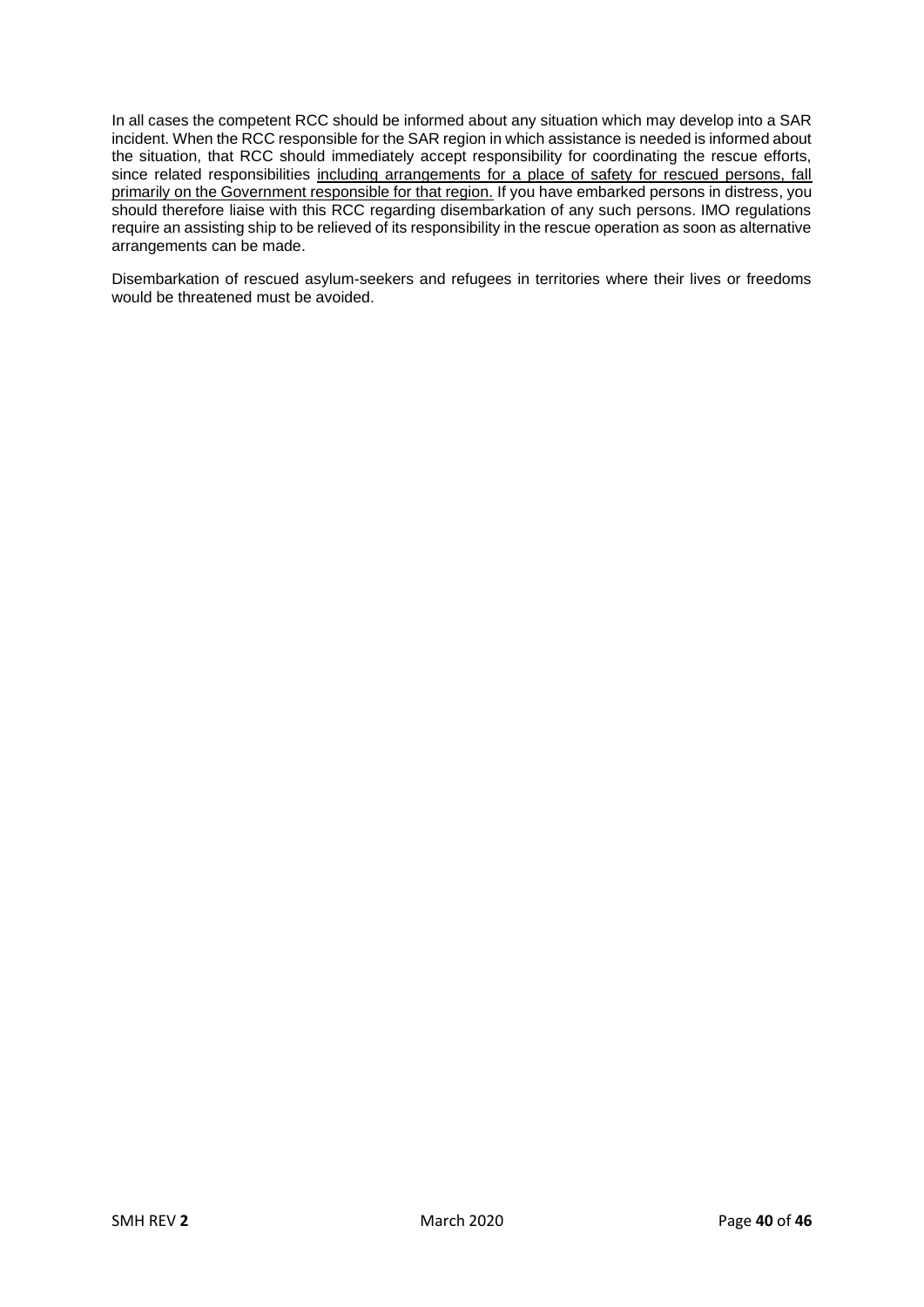In all cases the competent RCC should be informed about any situation which may develop into a SAR incident. When the RCC responsible for the SAR region in which assistance is needed is informed about the situation, that RCC should immediately accept responsibility for coordinating the rescue efforts, since related responsibilities <u>including arrangements for a place of safety for rescued persons, fall primarily on the Government responsible for that region.</u> If you have embarked persons in distress, you should therefore liaise with this RCC regarding disembarkation of any such persons. IMO regulations require an assisting ship to be relieved of its responsibility in the rescue operation as soon as alternative arrangements can be made.

Disembarkation of rescued asylum-seekers and refugees in territories where their lives or freedoms would be threatened must be avoided.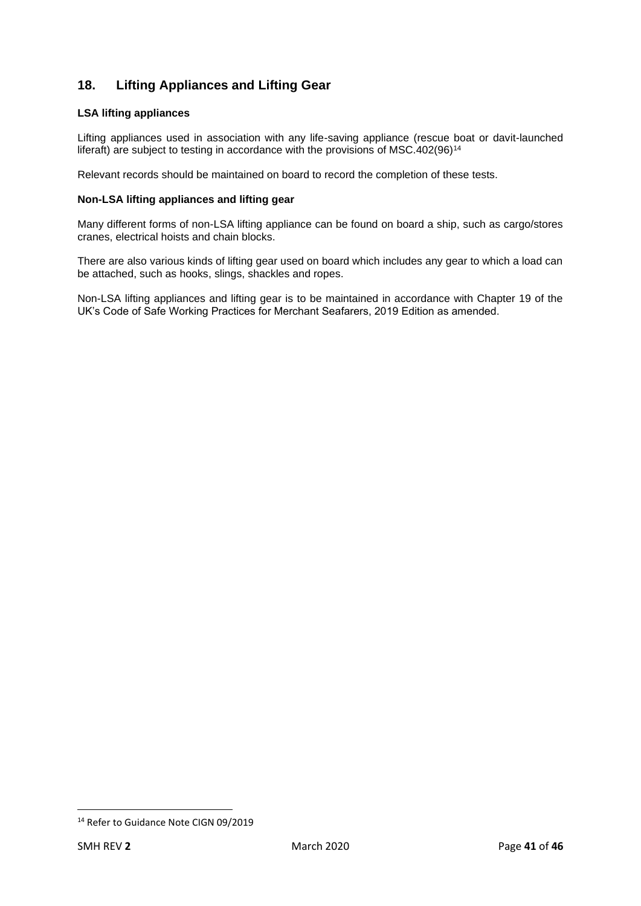## 18. Lifting Appliances and Lifting Gear

**LSA lifting appliances**

Lifting appliances used in association with any life-saving appliance (rescue boat or davit-launched liferaft) are subject to testing in accordance with the provisions of MSC.402(96)[14]

Relevant records should be maintained on board to record the completion of these tests.

**Non-LSA lifting appliances and lifting gear**

Many different forms of non-LSA lifting appliance can be found on board a ship, such as cargo/stores cranes, electrical hoists and chain blocks.

There are also various kinds of lifting gear used on board which includes any gear to which a load can be attached, such as hooks, slings, shackles and ropes.

Non-LSA lifting appliances and lifting gear is to be maintained in accordance with Chapter 19 of the UK's Code of Safe Working Practices for Merchant Seafarers, 2019 Edition as amended.

---

[14] Refer to Guidance Note CIGN 09/2019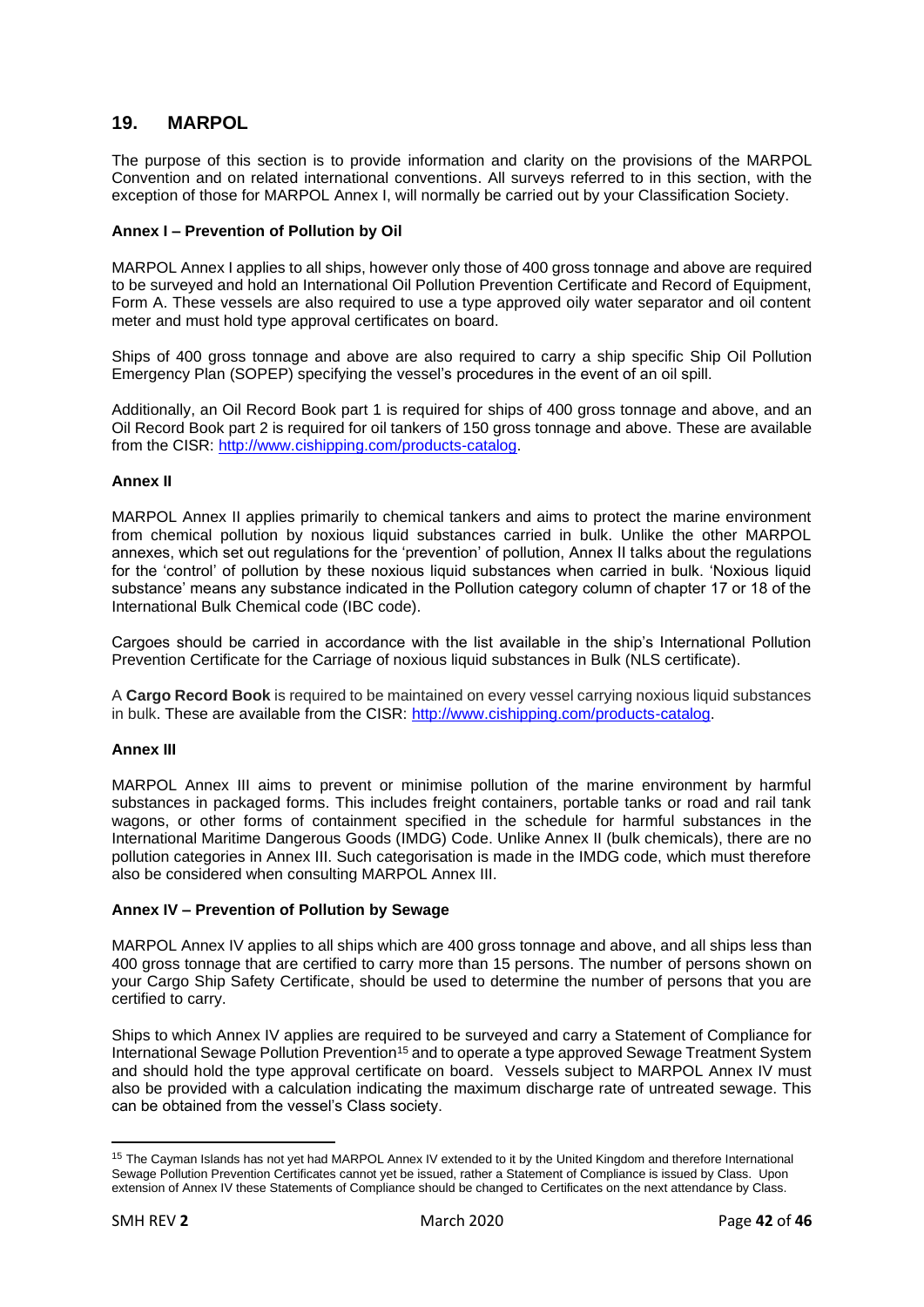## 19. MARPOL

The purpose of this section is to provide information and clarity on the provisions of the MARPOL Convention and on related international conventions. All surveys referred to in this section, with the exception of those for MARPOL Annex I, will normally be carried out by your Classification Society.

**Annex I – Prevention of Pollution by Oil**

MARPOL Annex I applies to all ships, however only those of 400 gross tonnage and above are required to be surveyed and hold an International Oil Pollution Prevention Certificate and Record of Equipment, Form A. These vessels are also required to use a type approved oily water separator and oil content meter and must hold type approval certificates on board.

Ships of 400 gross tonnage and above are also required to carry a ship specific Ship Oil Pollution Emergency Plan (SOPEP) specifying the vessel's procedures in the event of an oil spill.

Additionally, an Oil Record Book part 1 is required for ships of 400 gross tonnage and above, and an Oil Record Book part 2 is required for oil tankers of 150 gross tonnage and above. These are available from the CISR: http://www.cishipping.com/products-catalog.

**Annex II**

MARPOL Annex II applies primarily to chemical tankers and aims to protect the marine environment from chemical pollution by noxious liquid substances carried in bulk. Unlike the other MARPOL annexes, which set out regulations for the 'prevention' of pollution, Annex II talks about the regulations for the 'control' of pollution by these noxious liquid substances when carried in bulk. 'Noxious liquid substance' means any substance indicated in the Pollution category column of chapter 17 or 18 of the International Bulk Chemical code (IBC code).

Cargoes should be carried in accordance with the list available in the ship's International Pollution Prevention Certificate for the Carriage of noxious liquid substances in Bulk (NLS certificate).

A **Cargo Record Book** is required to be maintained on every vessel carrying noxious liquid substances in bulk. These are available from the CISR: http://www.cishipping.com/products-catalog.

**Annex III**

MARPOL Annex III aims to prevent or minimise pollution of the marine environment by harmful substances in packaged forms. This includes freight containers, portable tanks or road and rail tank wagons, or other forms of containment specified in the schedule for harmful substances in the International Maritime Dangerous Goods (IMDG) Code. Unlike Annex II (bulk chemicals), there are no pollution categories in Annex III. Such categorisation is made in the IMDG code, which must therefore also be considered when consulting MARPOL Annex III.

**Annex IV – Prevention of Pollution by Sewage**

MARPOL Annex IV applies to all ships which are 400 gross tonnage and above, and all ships less than 400 gross tonnage that are certified to carry more than 15 persons. The number of persons shown on your Cargo Ship Safety Certificate, should be used to determine the number of persons that you are certified to carry.

Ships to which Annex IV applies are required to be surveyed and carry a Statement of Compliance for International Sewage Pollution Prevention[15] and to operate a type approved Sewage Treatment System and should hold the type approval certificate on board. Vessels subject to MARPOL Annex IV must also be provided with a calculation indicating the maximum discharge rate of untreated sewage. This can be obtained from the vessel's Class society.

---

[15] The Cayman Islands has not yet had MARPOL Annex IV extended to it by the United Kingdom and therefore International Sewage Pollution Prevention Certificates cannot yet be issued, rather a Statement of Compliance is issued by Class. Upon extension of Annex IV these Statements of Compliance should be changed to Certificates on the next attendance by Class.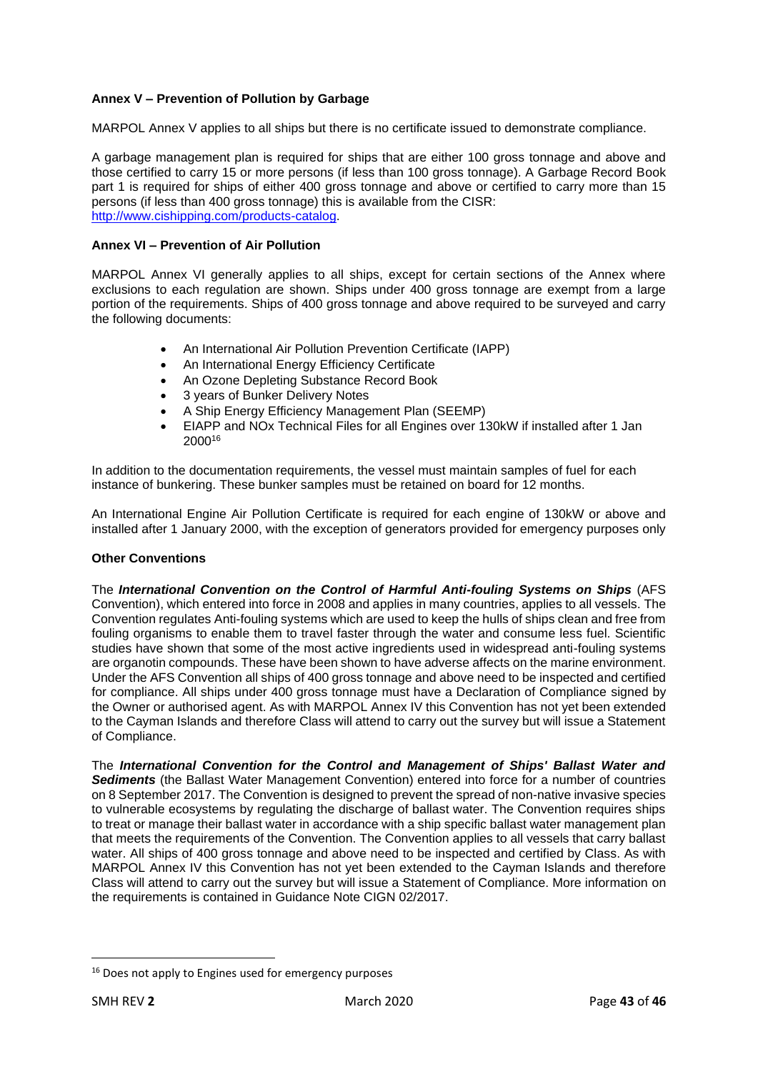**Annex V – Prevention of Pollution by Garbage**

MARPOL Annex V applies to all ships but there is no certificate issued to demonstrate compliance.

A garbage management plan is required for ships that are either 100 gross tonnage and above and those certified to carry 15 or more persons (if less than 100 gross tonnage). A Garbage Record Book part 1 is required for ships of either 400 gross tonnage and above or certified to carry more than 15 persons (if less than 400 gross tonnage) this is available from the CISR: [http://www.cishipping.com/products-catalog](http://www.cishipping.com/products-catalog).

**Annex VI – Prevention of Air Pollution**

MARPOL Annex VI generally applies to all ships, except for certain sections of the Annex where exclusions to each regulation are shown. Ships under 400 gross tonnage are exempt from a large portion of the requirements. Ships of 400 gross tonnage and above required to be surveyed and carry the following documents:

- An International Air Pollution Prevention Certificate (IAPP)
- An International Energy Efficiency Certificate
- An Ozone Depleting Substance Record Book
- 3 years of Bunker Delivery Notes
- A Ship Energy Efficiency Management Plan (SEEMP)
- EIAPP and NOx Technical Files for all Engines over 130kW if installed after 1 Jan 2000[16]

In addition to the documentation requirements, the vessel must maintain samples of fuel for each instance of bunkering. These bunker samples must be retained on board for 12 months.

An International Engine Air Pollution Certificate is required for each engine of 130kW or above and installed after 1 January 2000, with the exception of generators provided for emergency purposes only

**Other Conventions**

The ***International Convention on the Control of Harmful Anti-fouling Systems on Ships*** (AFS Convention), which entered into force in 2008 and applies in many countries, applies to all vessels. The Convention regulates Anti-fouling systems which are used to keep the hulls of ships clean and free from fouling organisms to enable them to travel faster through the water and consume less fuel. Scientific studies have shown that some of the most active ingredients used in widespread anti-fouling systems are organotin compounds. These have been shown to have adverse affects on the marine environment. Under the AFS Convention all ships of 400 gross tonnage and above need to be inspected and certified for compliance. All ships under 400 gross tonnage must have a Declaration of Compliance signed by the Owner or authorised agent. As with MARPOL Annex IV this Convention has not yet been extended to the Cayman Islands and therefore Class will attend to carry out the survey but will issue a Statement of Compliance.

The ***International Convention for the Control and Management of Ships' Ballast Water and Sediments*** (the Ballast Water Management Convention) entered into force for a number of countries on 8 September 2017. The Convention is designed to prevent the spread of non-native invasive species to vulnerable ecosystems by regulating the discharge of ballast water. The Convention requires ships to treat or manage their ballast water in accordance with a ship specific ballast water management plan that meets the requirements of the Convention. The Convention applies to all vessels that carry ballast water. All ships of 400 gross tonnage and above need to be inspected and certified by Class. As with MARPOL Annex IV this Convention has not yet been extended to the Cayman Islands and therefore Class will attend to carry out the survey but will issue a Statement of Compliance. More information on the requirements is contained in Guidance Note CIGN 02/2017.

---

[16] Does not apply to Engines used for emergency purposes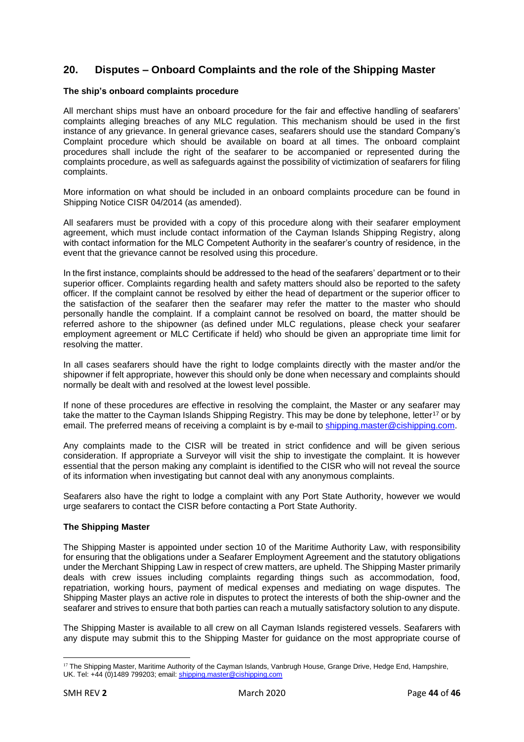## 20. Disputes – Onboard Complaints and the role of the Shipping Master

**The ship's onboard complaints procedure**

All merchant ships must have an onboard procedure for the fair and effective handling of seafarers' complaints alleging breaches of any MLC regulation. This mechanism should be used in the first instance of any grievance. In general grievance cases, seafarers should use the standard Company's Complaint procedure which should be available on board at all times. The onboard complaint procedures shall include the right of the seafarer to be accompanied or represented during the complaints procedure, as well as safeguards against the possibility of victimization of seafarers for filing complaints.

More information on what should be included in an onboard complaints procedure can be found in Shipping Notice CISR 04/2014 (as amended).

All seafarers must be provided with a copy of this procedure along with their seafarer employment agreement, which must include contact information of the Cayman Islands Shipping Registry, along with contact information for the MLC Competent Authority in the seafarer's country of residence, in the event that the grievance cannot be resolved using this procedure.

In the first instance, complaints should be addressed to the head of the seafarers' department or to their superior officer. Complaints regarding health and safety matters should also be reported to the safety officer. If the complaint cannot be resolved by either the head of department or the superior officer to the satisfaction of the seafarer then the seafarer may refer the matter to the master who should personally handle the complaint. If a complaint cannot be resolved on board, the matter should be referred ashore to the shipowner (as defined under MLC regulations, please check your seafarer employment agreement or MLC Certificate if held) who should be given an appropriate time limit for resolving the matter.

In all cases seafarers should have the right to lodge complaints directly with the master and/or the shipowner if felt appropriate, however this should only be done when necessary and complaints should normally be dealt with and resolved at the lowest level possible.

If none of these procedures are effective in resolving the complaint, the Master or any seafarer may take the matter to the Cayman Islands Shipping Registry. This may be done by telephone, letter[17] or by email. The preferred means of receiving a complaint is by e-mail to shipping.master@cishipping.com.

Any complaints made to the CISR will be treated in strict confidence and will be given serious consideration. If appropriate a Surveyor will visit the ship to investigate the complaint. It is however essential that the person making any complaint is identified to the CISR who will not reveal the source of its information when investigating but cannot deal with any anonymous complaints.

Seafarers also have the right to lodge a complaint with any Port State Authority, however we would urge seafarers to contact the CISR before contacting a Port State Authority.

**The Shipping Master**

The Shipping Master is appointed under section 10 of the Maritime Authority Law, with responsibility for ensuring that the obligations under a Seafarer Employment Agreement and the statutory obligations under the Merchant Shipping Law in respect of crew matters, are upheld. The Shipping Master primarily deals with crew issues including complaints regarding things such as accommodation, food, repatriation, working hours, payment of medical expenses and mediating on wage disputes. The Shipping Master plays an active role in disputes to protect the interests of both the ship-owner and the seafarer and strives to ensure that both parties can reach a mutually satisfactory solution to any dispute.

The Shipping Master is available to all crew on all Cayman Islands registered vessels. Seafarers with any dispute may submit this to the Shipping Master for guidance on the most appropriate course of

---

[17] The Shipping Master, Maritime Authority of the Cayman Islands, Vanbrugh House, Grange Drive, Hedge End, Hampshire, UK. Tel: +44 (0)1489 799203; email: shipping.master@cishipping.com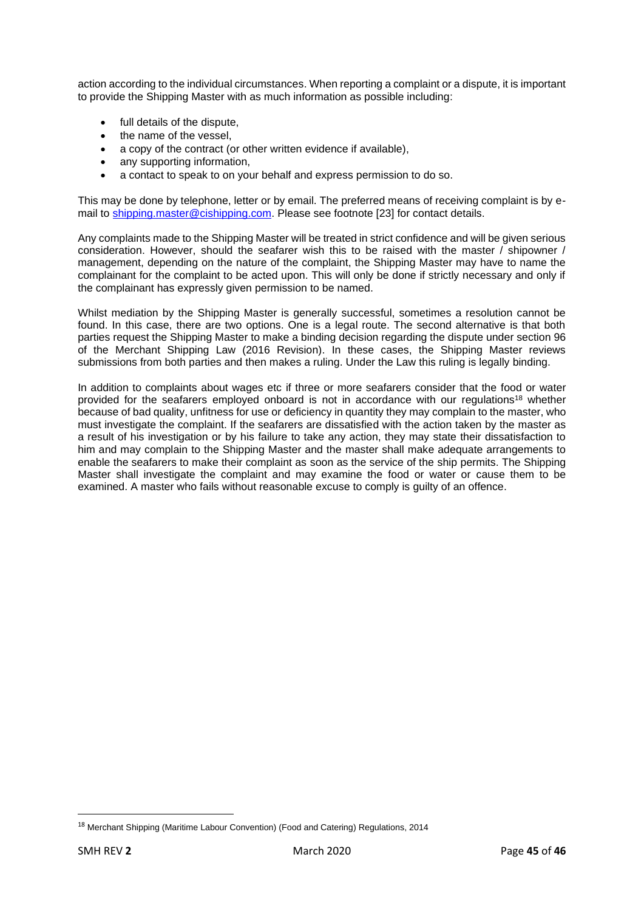action according to the individual circumstances. When reporting a complaint or a dispute, it is important to provide the Shipping Master with as much information as possible including:

- full details of the dispute,
- the name of the vessel,
- a copy of the contract (or other written evidence if available),
- any supporting information,
- a contact to speak to on your behalf and express permission to do so.

This may be done by telephone, letter or by email. The preferred means of receiving complaint is by e-mail to shipping.master@cishipping.com. Please see footnote [23] for contact details.

Any complaints made to the Shipping Master will be treated in strict confidence and will be given serious consideration. However, should the seafarer wish this to be raised with the master / shipowner / management, depending on the nature of the complaint, the Shipping Master may have to name the complainant for the complaint to be acted upon. This will only be done if strictly necessary and only if the complainant has expressly given permission to be named.

Whilst mediation by the Shipping Master is generally successful, sometimes a resolution cannot be found. In this case, there are two options. One is a legal route. The second alternative is that both parties request the Shipping Master to make a binding decision regarding the dispute under section 96 of the Merchant Shipping Law (2016 Revision). In these cases, the Shipping Master reviews submissions from both parties and then makes a ruling. Under the Law this ruling is legally binding.

In addition to complaints about wages etc if three or more seafarers consider that the food or water provided for the seafarers employed onboard is not in accordance with our regulations[18] whether because of bad quality, unfitness for use or deficiency in quantity they may complain to the master, who must investigate the complaint. If the seafarers are dissatisfied with the action taken by the master as a result of his investigation or by his failure to take any action, they may state their dissatisfaction to him and may complain to the Shipping Master and the master shall make adequate arrangements to enable the seafarers to make their complaint as soon as the service of the ship permits. The Shipping Master shall investigate the complaint and may examine the food or water or cause them to be examined. A master who fails without reasonable excuse to comply is guilty of an offence.

---

[18] Merchant Shipping (Maritime Labour Convention) (Food and Catering) Regulations, 2014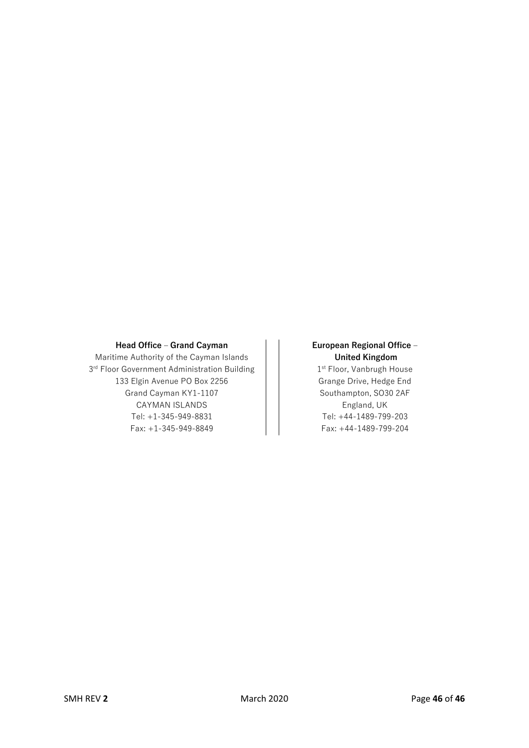**Head Office – Grand Cayman**
Maritime Authority of the Cayman Islands
3rd Floor Government Administration Building
133 Elgin Avenue PO Box 2256
Grand Cayman KY1-1107
CAYMAN ISLANDS
Tel: +1-345-949-8831
Fax: +1-345-949-8849

**European Regional Office – United Kingdom**
1st Floor, Vanbrugh House
Grange Drive, Hedge End
Southampton, SO30 2AF
England, UK
Tel: +44-1489-799-203
Fax: +44-1489-799-204